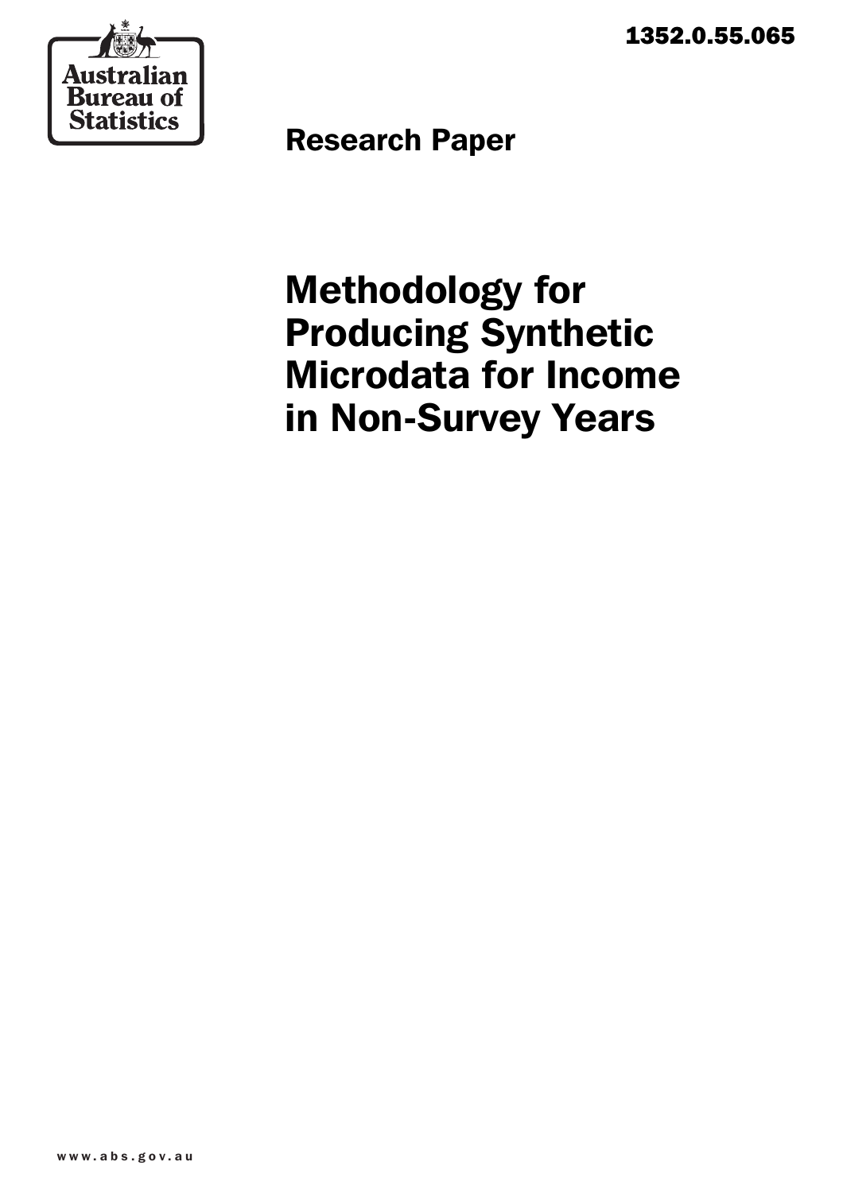Australian Bureau of Statistics

1352.0.55.065

Research Paper

# Methodology for Producing Synthetic Microdata for Income in Non-Survey Years

www.abs.gov.au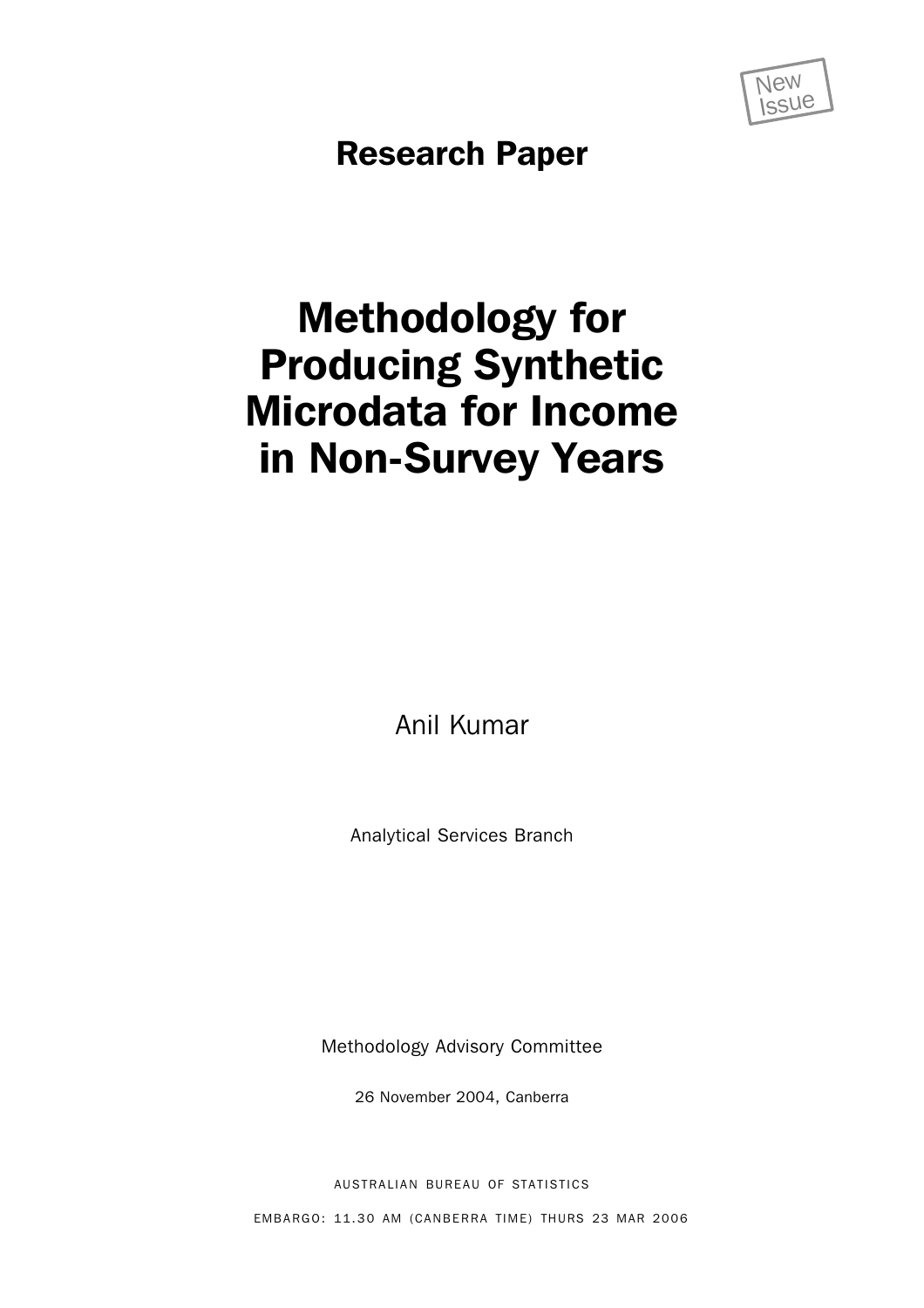New Issue

**Research Paper**

# Methodology for Producing Synthetic Microdata for Income in Non-Survey Years

Anil Kumar

Analytical Services Branch

Methodology Advisory Committee

26 November 2004, Canberra

AUSTRALIAN BUREAU OF STATISTICS

EMBARGO: 11.30 AM (CANBERRA TIME) THURS 23 MAR 2006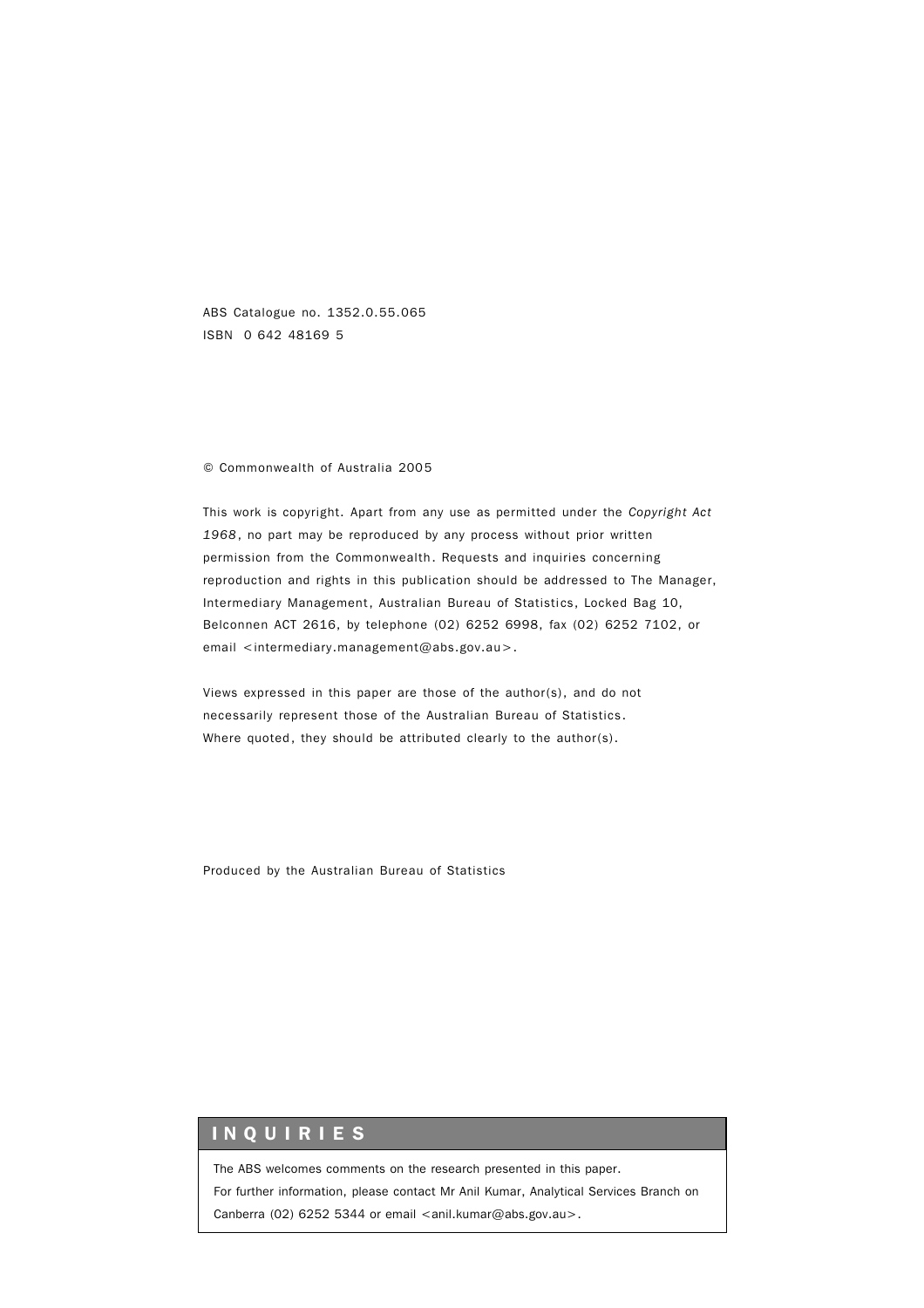ABS Catalogue no. 1352.0.55.065
ISBN 0 642 48169 5

© Commonwealth of Australia 2005

This work is copyright. Apart from any use as permitted under the *Copyright Act 1968*, no part may be reproduced by any process without prior written permission from the Commonwealth. Requests and inquiries concerning reproduction and rights in this publication should be addressed to The Manager, Intermediary Management, Australian Bureau of Statistics, Locked Bag 10, Belconnen ACT 2616, by telephone (02) 6252 6998, fax (02) 6252 7102, or email <intermediary.management@abs.gov.au>.

Views expressed in this paper are those of the author(s), and do not necessarily represent those of the Australian Bureau of Statistics. Where quoted, they should be attributed clearly to the author(s).

Produced by the Australian Bureau of Statistics

## INQUIRIES

The ABS welcomes comments on the research presented in this paper.
For further information, please contact Mr Anil Kumar, Analytical Services Branch on Canberra (02) 6252 5344 or email <anil.kumar@abs.gov.au>.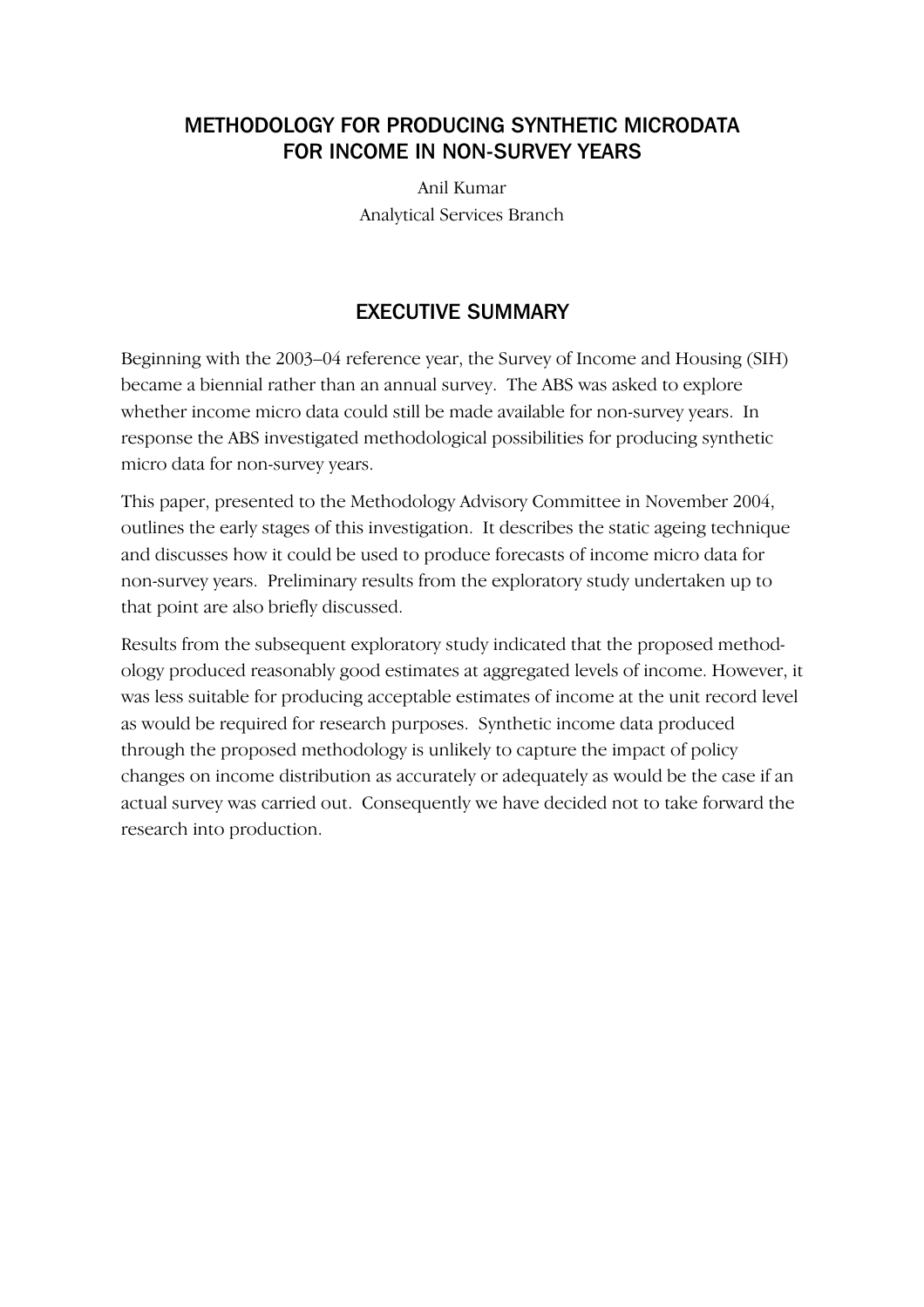# METHODOLOGY FOR PRODUCING SYNTHETIC MICRODATA FOR INCOME IN NON-SURVEY YEARS

Anil Kumar
Analytical Services Branch

## EXECUTIVE SUMMARY

Beginning with the 2003–04 reference year, the Survey of Income and Housing (SIH) became a biennial rather than an annual survey. The ABS was asked to explore whether income micro data could still be made available for non-survey years. In response the ABS investigated methodological possibilities for producing synthetic micro data for non-survey years.

This paper, presented to the Methodology Advisory Committee in November 2004, outlines the early stages of this investigation. It describes the static ageing technique and discusses how it could be used to produce forecasts of income micro data for non-survey years. Preliminary results from the exploratory study undertaken up to that point are also briefly discussed.

Results from the subsequent exploratory study indicated that the proposed methodology produced reasonably good estimates at aggregated levels of income. However, it was less suitable for producing acceptable estimates of income at the unit record level as would be required for research purposes. Synthetic income data produced through the proposed methodology is unlikely to capture the impact of policy changes on income distribution as accurately or adequately as would be the case if an actual survey was carried out. Consequently we have decided not to take forward the research into production.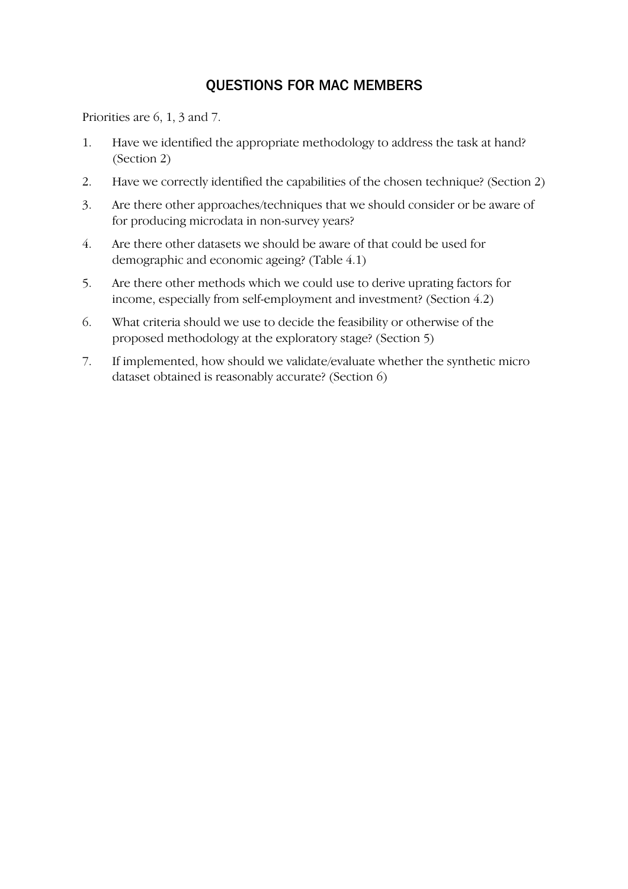## QUESTIONS FOR MAC MEMBERS

Priorities are 6, 1, 3 and 7.

1. Have we identified the appropriate methodology to address the task at hand? (Section 2)
2. Have we correctly identified the capabilities of the chosen technique? (Section 2)
3. Are there other approaches/techniques that we should consider or be aware of for producing microdata in non-survey years?
4. Are there other datasets we should be aware of that could be used for demographic and economic ageing? (Table 4.1)
5. Are there other methods which we could use to derive uprating factors for income, especially from self-employment and investment? (Section 4.2)
6. What criteria should we use to decide the feasibility or otherwise of the proposed methodology at the exploratory stage? (Section 5)
7. If implemented, how should we validate/evaluate whether the synthetic micro dataset obtained is reasonably accurate? (Section 6)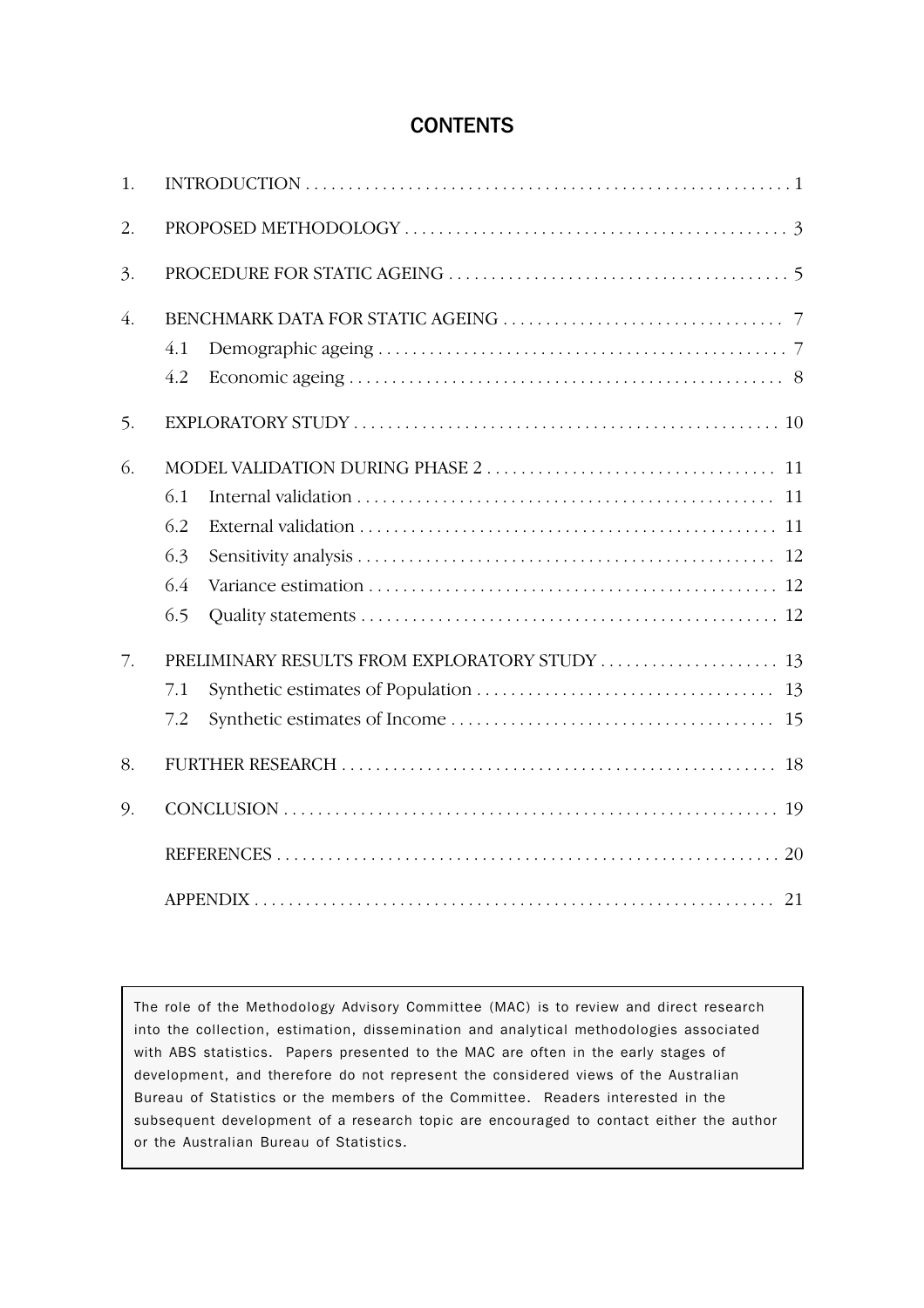# CONTENTS

1. INTRODUCTION . . . . . . . . . . . . . . . . . . . . . . . . . . . . . . . . . . . . . . . . . . . . . . . . . . . . . 1

2. PROPOSED METHODOLOGY . . . . . . . . . . . . . . . . . . . . . . . . . . . . . . . . . . . . . . . . . . 3

3. PROCEDURE FOR STATIC AGEING . . . . . . . . . . . . . . . . . . . . . . . . . . . . . . . . . . . . . 5

4. BENCHMARK DATA FOR STATIC AGEING . . . . . . . . . . . . . . . . . . . . . . . . . . . . . . . 7
   - 4.1 Demographic ageing . . . . . . . . . . . . . . . . . . . . . . . . . . . . . . . . . . . . . . . . . . . . . 7
   - 4.2 Economic ageing . . . . . . . . . . . . . . . . . . . . . . . . . . . . . . . . . . . . . . . . . . . . . . . 8

5. EXPLORATORY STUDY . . . . . . . . . . . . . . . . . . . . . . . . . . . . . . . . . . . . . . . . . . . . . . 10

6. MODEL VALIDATION DURING PHASE 2 . . . . . . . . . . . . . . . . . . . . . . . . . . . . . . . . 11
   - 6.1 Internal validation . . . . . . . . . . . . . . . . . . . . . . . . . . . . . . . . . . . . . . . . . . . . . . 11
   - 6.2 External validation . . . . . . . . . . . . . . . . . . . . . . . . . . . . . . . . . . . . . . . . . . . . . 11
   - 6.3 Sensitivity analysis . . . . . . . . . . . . . . . . . . . . . . . . . . . . . . . . . . . . . . . . . . . . . 12
   - 6.4 Variance estimation . . . . . . . . . . . . . . . . . . . . . . . . . . . . . . . . . . . . . . . . . . . . . 12
   - 6.5 Quality statements . . . . . . . . . . . . . . . . . . . . . . . . . . . . . . . . . . . . . . . . . . . . . 12

7. PRELIMINARY RESULTS FROM EXPLORATORY STUDY . . . . . . . . . . . . . . . . . . . . 13
   - 7.1 Synthetic estimates of Population . . . . . . . . . . . . . . . . . . . . . . . . . . . . . . . . . 13
   - 7.2 Synthetic estimates of Income . . . . . . . . . . . . . . . . . . . . . . . . . . . . . . . . . . . . 15

8. FURTHER RESEARCH . . . . . . . . . . . . . . . . . . . . . . . . . . . . . . . . . . . . . . . . . . . . . . . 18

9. CONCLUSION . . . . . . . . . . . . . . . . . . . . . . . . . . . . . . . . . . . . . . . . . . . . . . . . . . . . 19

REFERENCES . . . . . . . . . . . . . . . . . . . . . . . . . . . . . . . . . . . . . . . . . . . . . . . . . . . . . . . 20

APPENDIX . . . . . . . . . . . . . . . . . . . . . . . . . . . . . . . . . . . . . . . . . . . . . . . . . . . . . . . . . 21

The role of the Methodology Advisory Committee (MAC) is to review and direct research into the collection, estimation, dissemination and analytical methodologies associated with ABS statistics. Papers presented to the MAC are often in the early stages of development, and therefore do not represent the considered views of the Australian Bureau of Statistics or the members of the Committee. Readers interested in the subsequent development of a research topic are encouraged to contact either the author or the Australian Bureau of Statistics.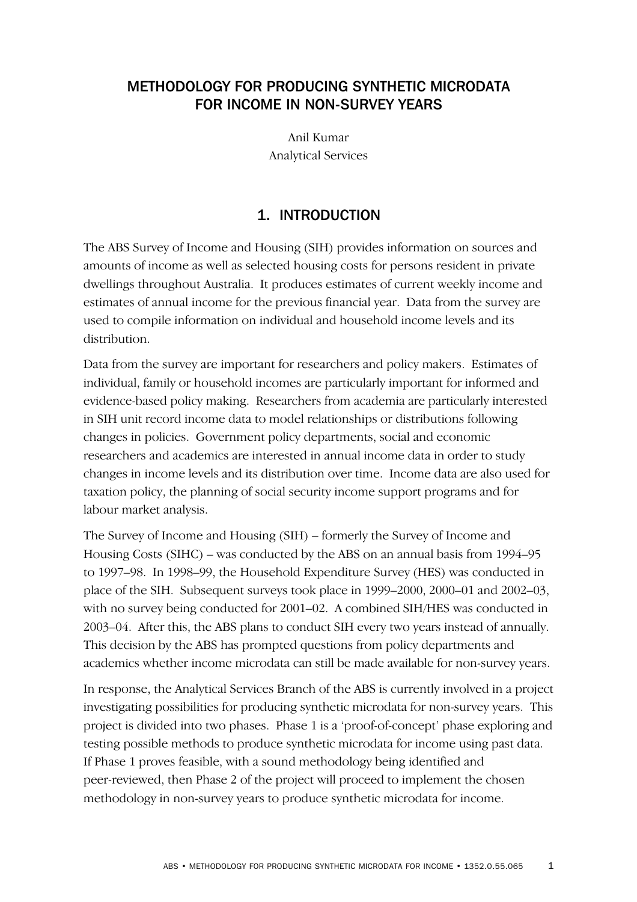# METHODOLOGY FOR PRODUCING SYNTHETIC MICRODATA FOR INCOME IN NON-SURVEY YEARS

Anil Kumar
Analytical Services

## 1. INTRODUCTION

The ABS Survey of Income and Housing (SIH) provides information on sources and amounts of income as well as selected housing costs for persons resident in private dwellings throughout Australia. It produces estimates of current weekly income and estimates of annual income for the previous financial year. Data from the survey are used to compile information on individual and household income levels and its distribution.

Data from the survey are important for researchers and policy makers. Estimates of individual, family or household incomes are particularly important for informed and evidence-based policy making. Researchers from academia are particularly interested in SIH unit record income data to model relationships or distributions following changes in policies. Government policy departments, social and economic researchers and academics are interested in annual income data in order to study changes in income levels and its distribution over time. Income data are also used for taxation policy, the planning of social security income support programs and for labour market analysis.

The Survey of Income and Housing (SIH) – formerly the Survey of Income and Housing Costs (SIHC) – was conducted by the ABS on an annual basis from 1994–95 to 1997–98. In 1998–99, the Household Expenditure Survey (HES) was conducted in place of the SIH. Subsequent surveys took place in 1999–2000, 2000–01 and 2002–03, with no survey being conducted for 2001–02. A combined SIH/HES was conducted in 2003–04. After this, the ABS plans to conduct SIH every two years instead of annually. This decision by the ABS has prompted questions from policy departments and academics whether income microdata can still be made available for non-survey years.

In response, the Analytical Services Branch of the ABS is currently involved in a project investigating possibilities for producing synthetic microdata for non-survey years. This project is divided into two phases. Phase 1 is a 'proof-of-concept' phase exploring and testing possible methods to produce synthetic microdata for income using past data. If Phase 1 proves feasible, with a sound methodology being identified and peer-reviewed, then Phase 2 of the project will proceed to implement the chosen methodology in non-survey years to produce synthetic microdata for income.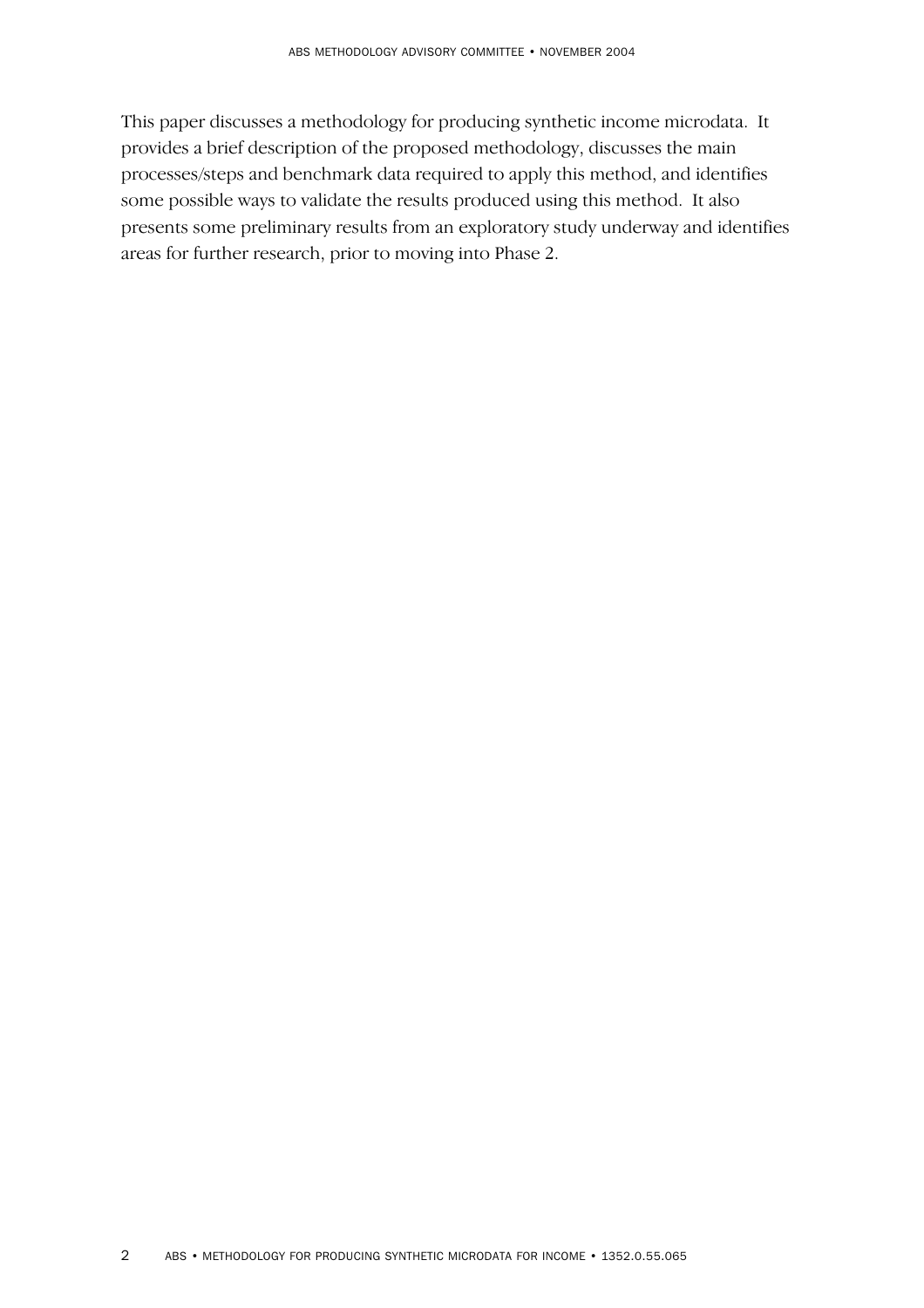This paper discusses a methodology for producing synthetic income microdata. It provides a brief description of the proposed methodology, discusses the main processes/steps and benchmark data required to apply this method, and identifies some possible ways to validate the results produced using this method. It also presents some preliminary results from an exploratory study underway and identifies areas for further research, prior to moving into Phase 2.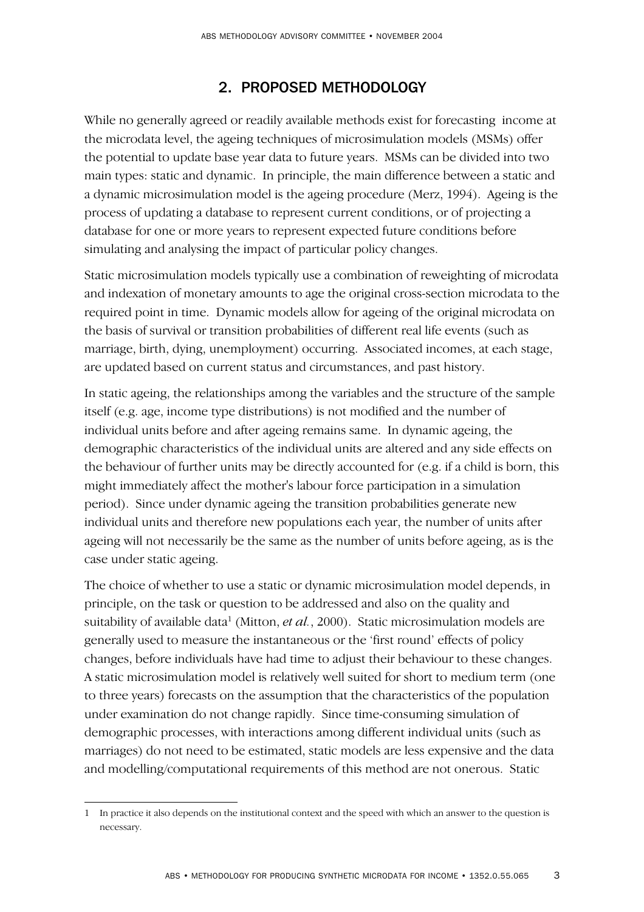## 2. PROPOSED METHODOLOGY

While no generally agreed or readily available methods exist for forecasting income at the microdata level, the ageing techniques of microsimulation models (MSMs) offer the potential to update base year data to future years. MSMs can be divided into two main types: static and dynamic. In principle, the main difference between a static and a dynamic microsimulation model is the ageing procedure (Merz, 1994). Ageing is the process of updating a database to represent current conditions, or of projecting a database for one or more years to represent expected future conditions before simulating and analysing the impact of particular policy changes.

Static microsimulation models typically use a combination of reweighting of microdata and indexation of monetary amounts to age the original cross-section microdata to the required point in time. Dynamic models allow for ageing of the original microdata on the basis of survival or transition probabilities of different real life events (such as marriage, birth, dying, unemployment) occurring. Associated incomes, at each stage, are updated based on current status and circumstances, and past history.

In static ageing, the relationships among the variables and the structure of the sample itself (e.g. age, income type distributions) is not modified and the number of individual units before and after ageing remains same. In dynamic ageing, the demographic characteristics of the individual units are altered and any side effects on the behaviour of further units may be directly accounted for (e.g. if a child is born, this might immediately affect the mother's labour force participation in a simulation period). Since under dynamic ageing the transition probabilities generate new individual units and therefore new populations each year, the number of units after ageing will not necessarily be the same as the number of units before ageing, as is the case under static ageing.

The choice of whether to use a static or dynamic microsimulation model depends, in principle, on the task or question to be addressed and also on the quality and suitability of available data[1] (Mitton, *et al.*, 2000). Static microsimulation models are generally used to measure the instantaneous or the 'first round' effects of policy changes, before individuals have had time to adjust their behaviour to these changes. A static microsimulation model is relatively well suited for short to medium term (one to three years) forecasts on the assumption that the characteristics of the population under examination do not change rapidly. Since time-consuming simulation of demographic processes, with interactions among different individual units (such as marriages) do not need to be estimated, static models are less expensive and the data and modelling/computational requirements of this method are not onerous. Static

1 In practice it also depends on the institutional context and the speed with which an answer to the question is necessary.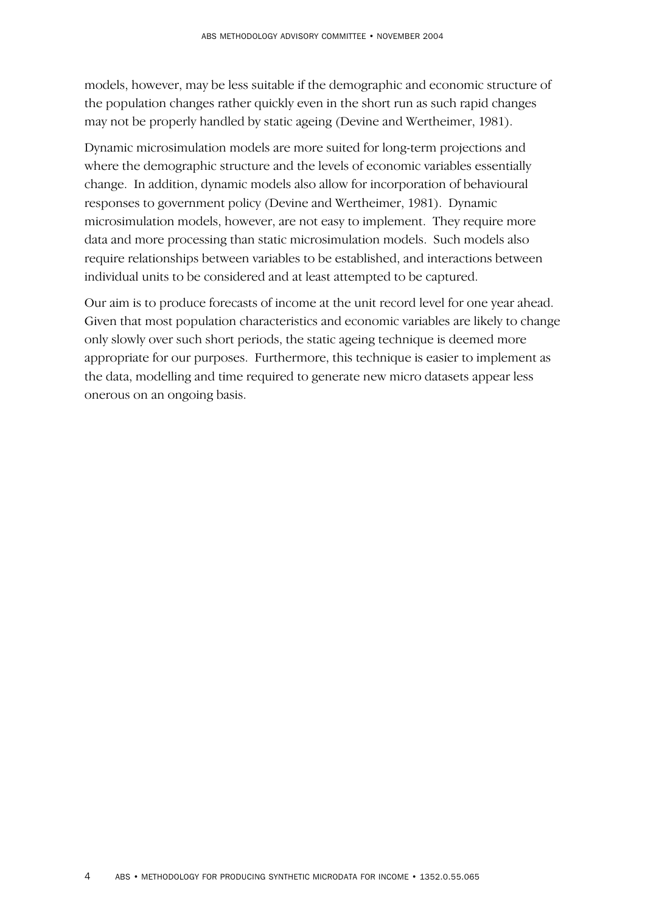models, however, may be less suitable if the demographic and economic structure of the population changes rather quickly even in the short run as such rapid changes may not be properly handled by static ageing (Devine and Wertheimer, 1981).

Dynamic microsimulation models are more suited for long-term projections and where the demographic structure and the levels of economic variables essentially change. In addition, dynamic models also allow for incorporation of behavioural responses to government policy (Devine and Wertheimer, 1981). Dynamic microsimulation models, however, are not easy to implement. They require more data and more processing than static microsimulation models. Such models also require relationships between variables to be established, and interactions between individual units to be considered and at least attempted to be captured.

Our aim is to produce forecasts of income at the unit record level for one year ahead. Given that most population characteristics and economic variables are likely to change only slowly over such short periods, the static ageing technique is deemed more appropriate for our purposes. Furthermore, this technique is easier to implement as the data, modelling and time required to generate new micro datasets appear less onerous on an ongoing basis.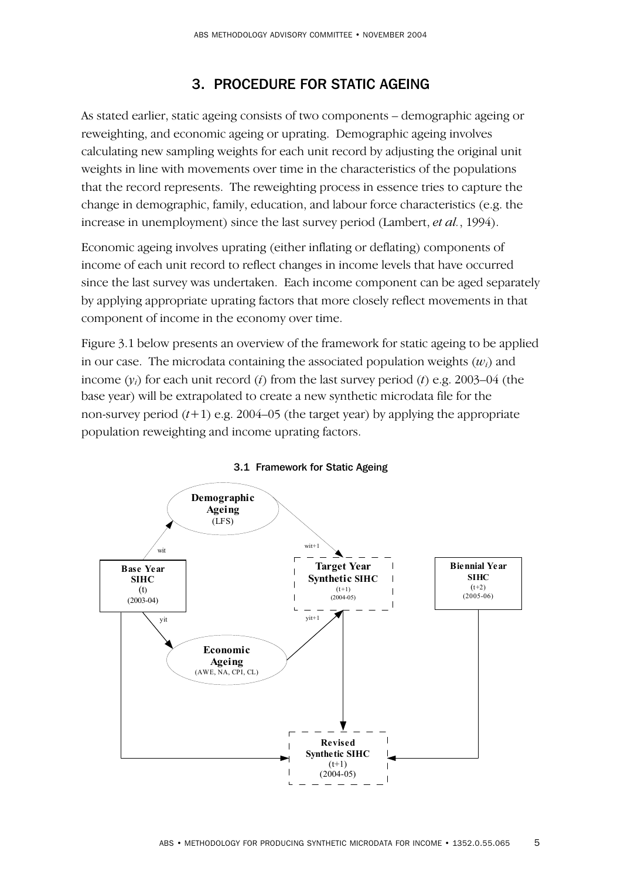## 3. PROCEDURE FOR STATIC AGEING

As stated earlier, static ageing consists of two components – demographic ageing or reweighting, and economic ageing or uprating. Demographic ageing involves calculating new sampling weights for each unit record by adjusting the original unit weights in line with movements over time in the characteristics of the populations that the record represents. The reweighting process in essence tries to capture the change in demographic, family, education, and labour force characteristics (e.g. the increase in unemployment) since the last survey period (Lambert, *et al.*, 1994).

Economic ageing involves uprating (either inflating or deflating) components of income of each unit record to reflect changes in income levels that have occurred since the last survey was undertaken. Each income component can be aged separately by applying appropriate uprating factors that more closely reflect movements in that component of income in the economy over time.

Figure 3.1 below presents an overview of the framework for static ageing to be applied in our case. The microdata containing the associated population weights ($w_i$) and income ($y_i$) for each unit record ($i$) from the last survey period ($t$) e.g. 2003–04 (the base year) will be extrapolated to create a new synthetic microdata file for the non-survey period ($t$+1) e.g. 2004–05 (the target year) by applying the appropriate population reweighting and income uprating factors.

3.1 Framework for Static Ageing

Base Year SIHC (t) (2003-04) → wit → Demographic Ageing (LFS) → wit+1 → Target Year Synthetic SIHC (t+1) (2004-05)

Base Year SIHC (t) (2003-04) → yit → Economic Ageing (AWE, NA, CPI, CL) → yit+1 → Target Year Synthetic SIHC (t+1) (2004-05)

Base Year SIHC (t) (2003-04), Target Year Synthetic SIHC (t+1) (2004-05) and Biennial Year SIHC (t+2) (2005-06) → Revised Synthetic SIHC (t+1) (2004-05)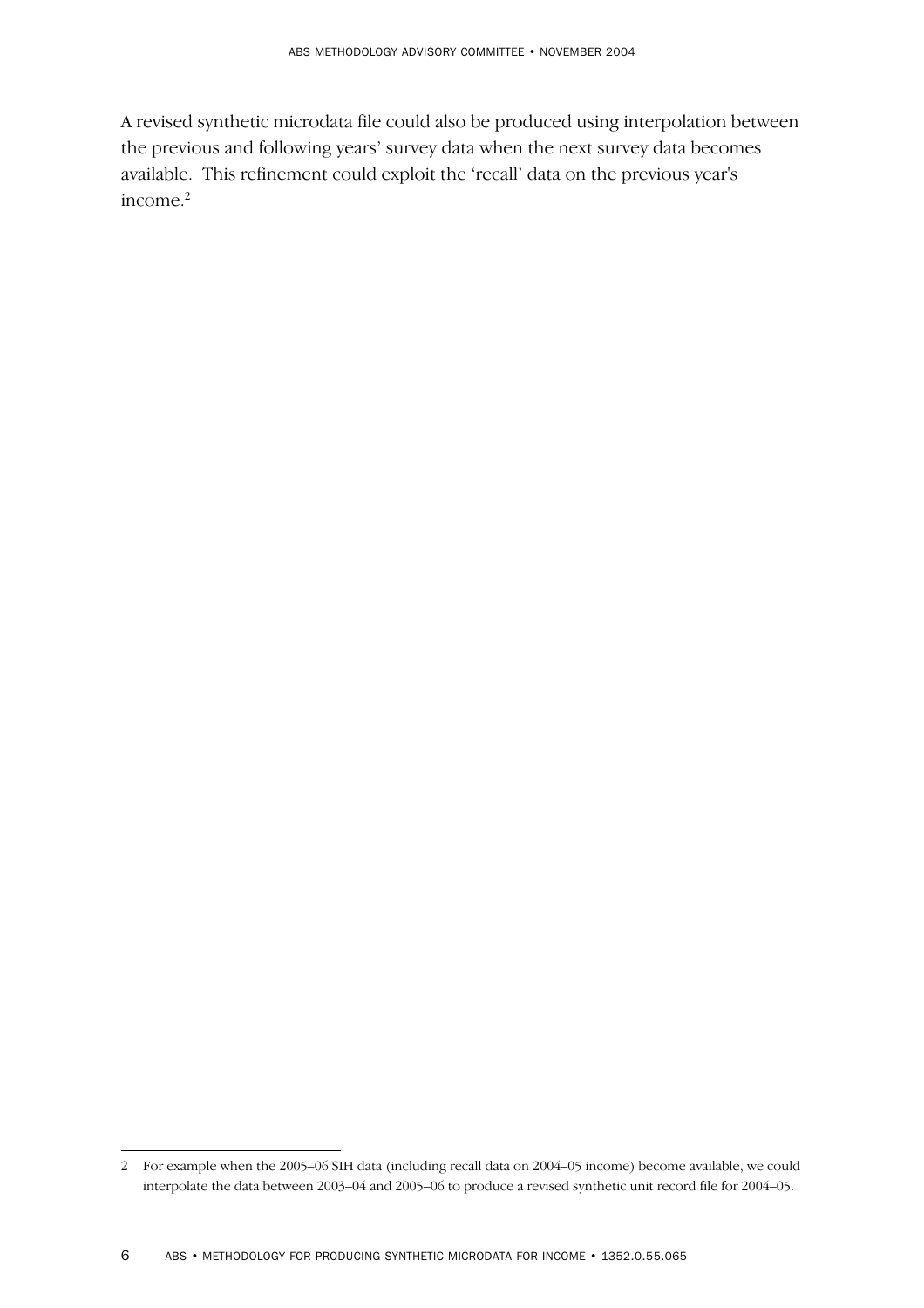A revised synthetic microdata file could also be produced using interpolation between the previous and following years' survey data when the next survey data becomes available. This refinement could exploit the 'recall' data on the previous year's income.[2]

---

2 For example when the 2005–06 SIH data (including recall data on 2004–05 income) become available, we could interpolate the data between 2003–04 and 2005–06 to produce a revised synthetic unit record file for 2004–05.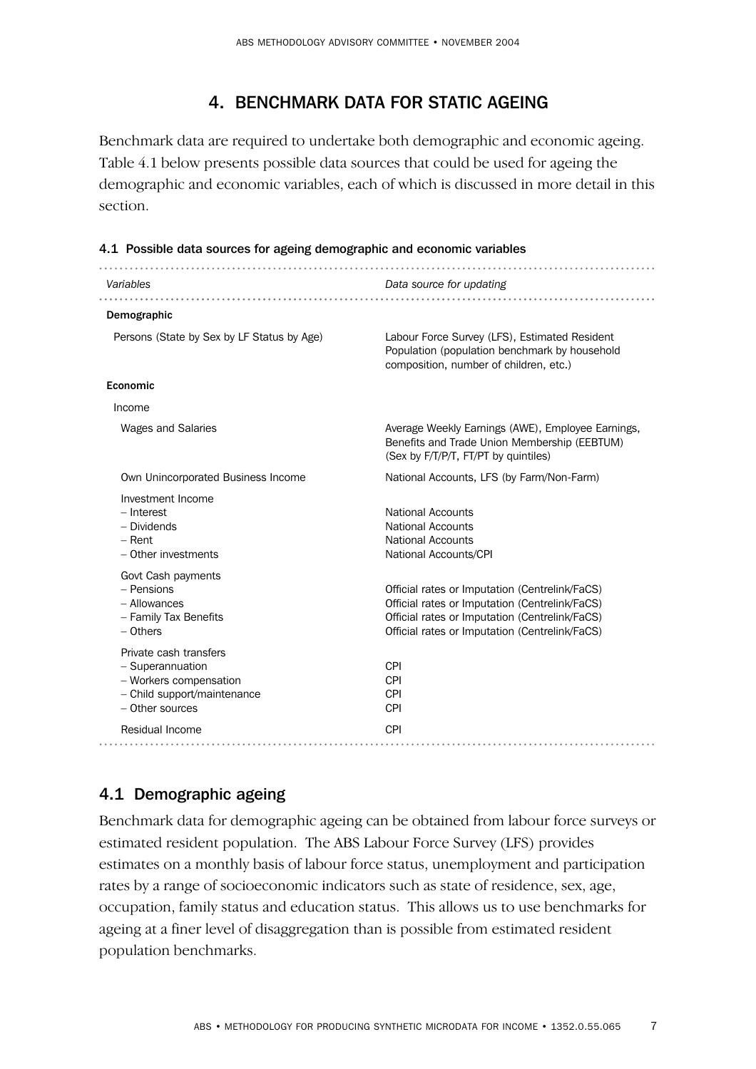# 4. BENCHMARK DATA FOR STATIC AGEING

Benchmark data are required to undertake both demographic and economic ageing. Table 4.1 below presents possible data sources that could be used for ageing the demographic and economic variables, each of which is discussed in more detail in this section.

**4.1 Possible data sources for ageing demographic and economic variables**

| *Variables* | *Data source for updating* |
|---|---|
| **Demographic** | |
| Persons (State by Sex by LF Status by Age) | Labour Force Survey (LFS), Estimated Resident Population (population benchmark by household composition, number of children, etc.) |
| **Economic** | |
| Income | |
| Wages and Salaries | Average Weekly Earnings (AWE), Employee Earnings, Benefits and Trade Union Membership (EEBTUM) (Sex by F/T/P/T, FT/PT by quintiles) |
| Own Unincorporated Business Income | National Accounts, LFS (by Farm/Non-Farm) |
| Investment Income | |
| – Interest | National Accounts |
| – Dividends | National Accounts |
| – Rent | National Accounts |
| – Other investments | National Accounts/CPI |
| Govt Cash payments | |
| – Pensions | Official rates or Imputation (Centrelink/FaCS) |
| – Allowances | Official rates or Imputation (Centrelink/FaCS) |
| – Family Tax Benefits | Official rates or Imputation (Centrelink/FaCS) |
| – Others | Official rates or Imputation (Centrelink/FaCS) |
| Private cash transfers | |
| – Superannuation | CPI |
| – Workers compensation | CPI |
| – Child support/maintenance | CPI |
| – Other sources | CPI |
| Residual Income | CPI |

## 4.1 Demographic ageing

Benchmark data for demographic ageing can be obtained from labour force surveys or estimated resident population. The ABS Labour Force Survey (LFS) provides estimates on a monthly basis of labour force status, unemployment and participation rates by a range of socioeconomic indicators such as state of residence, sex, age, occupation, family status and education status. This allows us to use benchmarks for ageing at a finer level of disaggregation than is possible from estimated resident population benchmarks.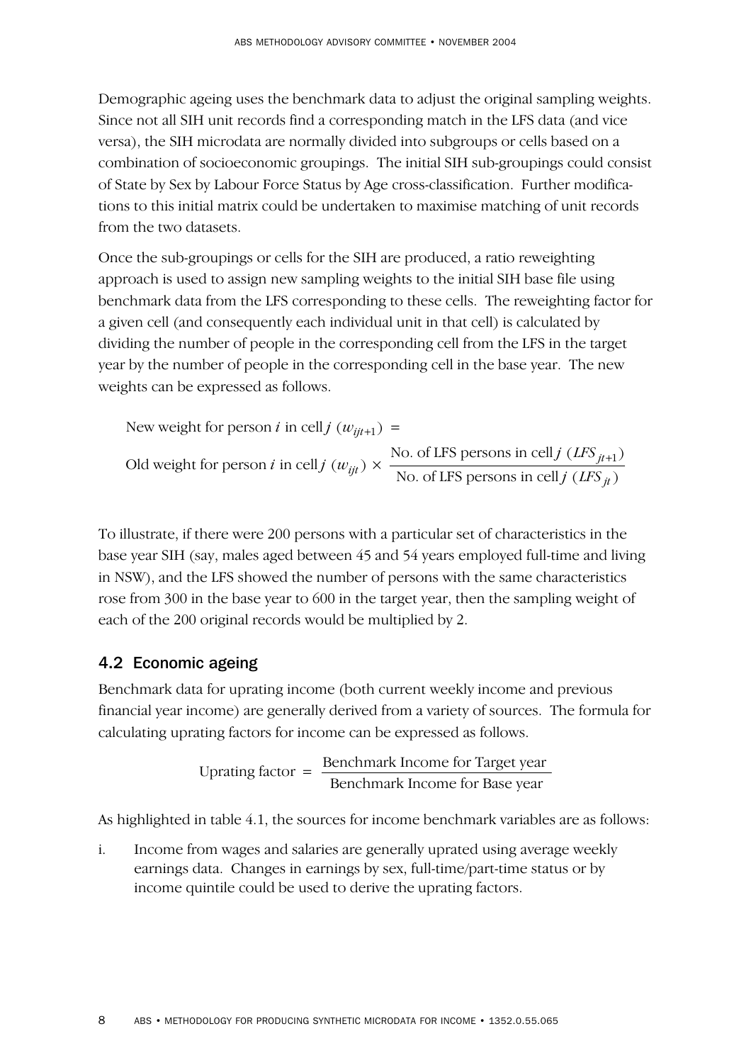Demographic ageing uses the benchmark data to adjust the original sampling weights. Since not all SIH unit records find a corresponding match in the LFS data (and vice versa), the SIH microdata are normally divided into subgroups or cells based on a combination of socioeconomic groupings. The initial SIH sub-groupings could consist of State by Sex by Labour Force Status by Age cross-classification. Further modifications to this initial matrix could be undertaken to maximise matching of unit records from the two datasets.

Once the sub-groupings or cells for the SIH are produced, a ratio reweighting approach is used to assign new sampling weights to the initial SIH base file using benchmark data from the LFS corresponding to these cells. The reweighting factor for a given cell (and consequently each individual unit in that cell) is calculated by dividing the number of people in the corresponding cell from the LFS in the target year by the number of people in the corresponding cell in the base year. The new weights can be expressed as follows.

$$\text{New weight for person } i \text{ in cell } j \ (w_{ijt+1}) =$$

$$\text{Old weight for person } i \text{ in cell } j \ (w_{ijt}) \times \frac{\text{No. of LFS persons in cell } j \ (LFS_{jt+1})}{\text{No. of LFS persons in cell } j \ (LFS_{jt})}$$

To illustrate, if there were 200 persons with a particular set of characteristics in the base year SIH (say, males aged between 45 and 54 years employed full-time and living in NSW), and the LFS showed the number of persons with the same characteristics rose from 300 in the base year to 600 in the target year, then the sampling weight of each of the 200 original records would be multiplied by 2.

## 4.2 Economic ageing

Benchmark data for uprating income (both current weekly income and previous financial year income) are generally derived from a variety of sources. The formula for calculating uprating factors for income can be expressed as follows.

$$\text{Uprating factor} = \frac{\text{Benchmark Income for Target year}}{\text{Benchmark Income for Base year}}$$

As highlighted in table 4.1, the sources for income benchmark variables are as follows:

i. Income from wages and salaries are generally uprated using average weekly earnings data. Changes in earnings by sex, full-time/part-time status or by income quintile could be used to derive the uprating factors.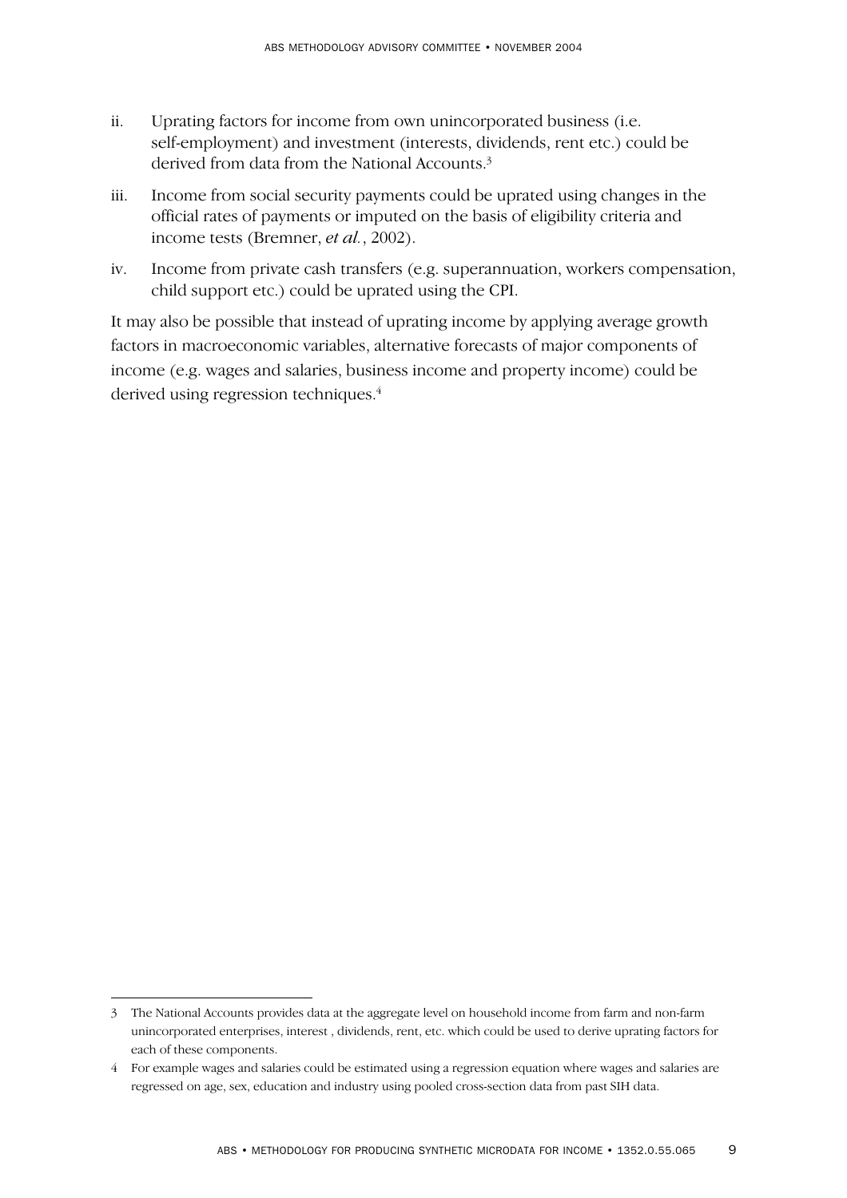ii. Uprating factors for income from own unincorporated business (i.e. self-employment) and investment (interests, dividends, rent etc.) could be derived from data from the National Accounts.[3]

iii. Income from social security payments could be uprated using changes in the official rates of payments or imputed on the basis of eligibility criteria and income tests (Bremner, *et al.*, 2002).

iv. Income from private cash transfers (e.g. superannuation, workers compensation, child support etc.) could be uprated using the CPI.

It may also be possible that instead of uprating income by applying average growth factors in macroeconomic variables, alternative forecasts of major components of income (e.g. wages and salaries, business income and property income) could be derived using regression techniques.[4]

---

3 The National Accounts provides data at the aggregate level on household income from farm and non-farm unincorporated enterprises, interest , dividends, rent, etc. which could be used to derive uprating factors for each of these components.

4 For example wages and salaries could be estimated using a regression equation where wages and salaries are regressed on age, sex, education and industry using pooled cross-section data from past SIH data.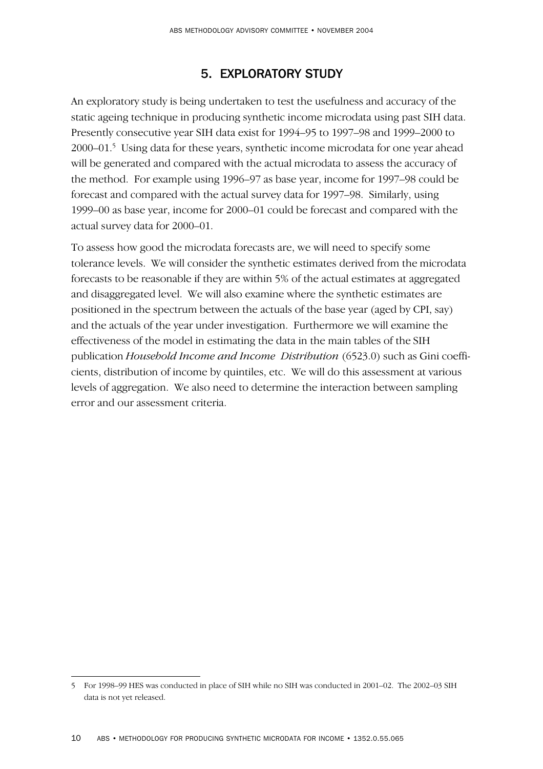## 5. EXPLORATORY STUDY

An exploratory study is being undertaken to test the usefulness and accuracy of the static ageing technique in producing synthetic income microdata using past SIH data. Presently consecutive year SIH data exist for 1994–95 to 1997–98 and 1999–2000 to 2000–01.[5] Using data for these years, synthetic income microdata for one year ahead will be generated and compared with the actual microdata to assess the accuracy of the method. For example using 1996–97 as base year, income for 1997–98 could be forecast and compared with the actual survey data for 1997–98. Similarly, using 1999–00 as base year, income for 2000–01 could be forecast and compared with the actual survey data for 2000–01.

To assess how good the microdata forecasts are, we will need to specify some tolerance levels. We will consider the synthetic estimates derived from the microdata forecasts to be reasonable if they are within 5% of the actual estimates at aggregated and disaggregated level. We will also examine where the synthetic estimates are positioned in the spectrum between the actuals of the base year (aged by CPI, say) and the actuals of the year under investigation. Furthermore we will examine the effectiveness of the model in estimating the data in the main tables of the SIH publication *Household Income and Income Distribution* (6523.0) such as Gini coefficients, distribution of income by quintiles, etc. We will do this assessment at various levels of aggregation. We also need to determine the interaction between sampling error and our assessment criteria.

---

5 For 1998–99 HES was conducted in place of SIH while no SIH was conducted in 2001–02. The 2002–03 SIH data is not yet released.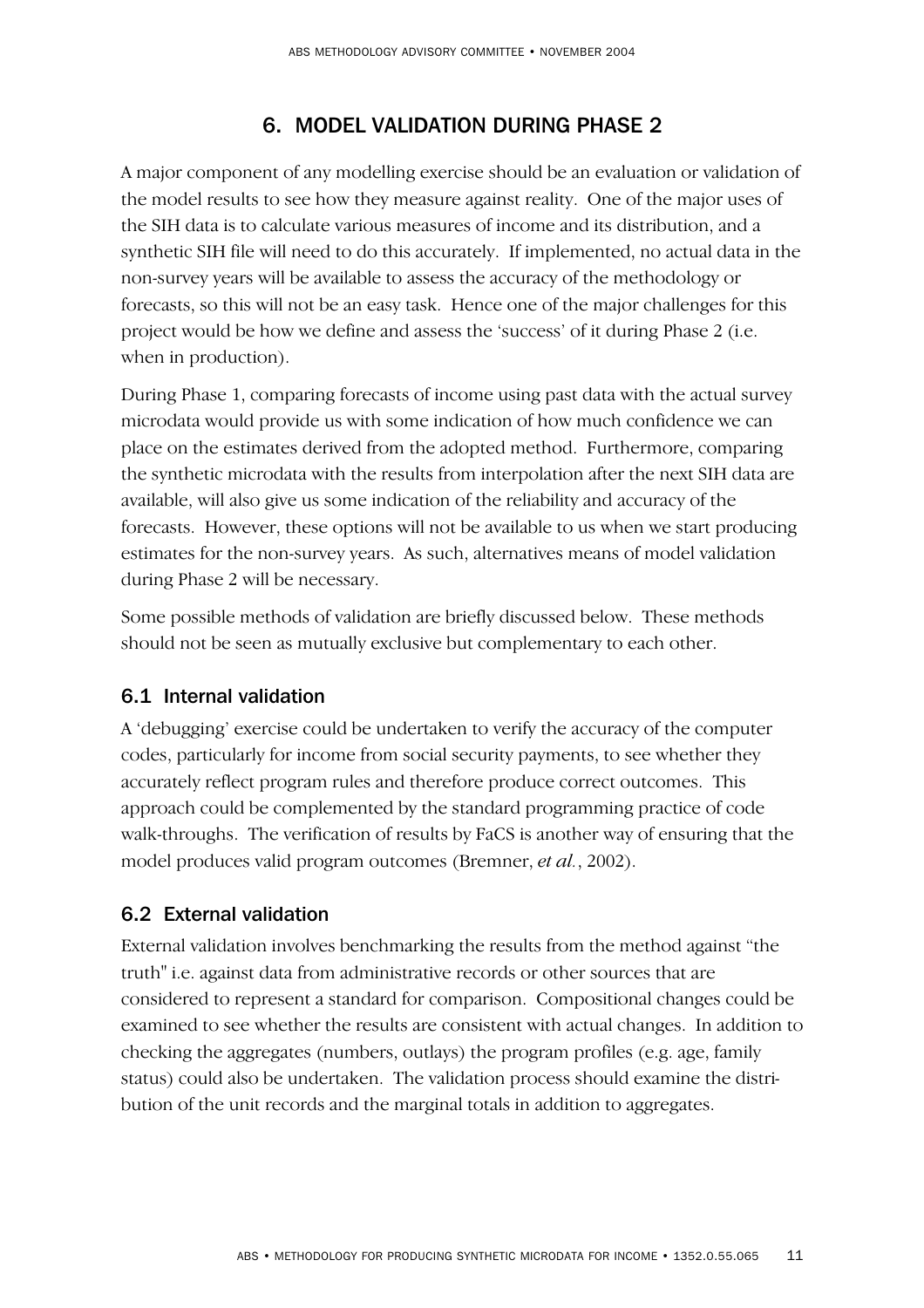## 6. MODEL VALIDATION DURING PHASE 2

A major component of any modelling exercise should be an evaluation or validation of the model results to see how they measure against reality. One of the major uses of the SIH data is to calculate various measures of income and its distribution, and a synthetic SIH file will need to do this accurately. If implemented, no actual data in the non-survey years will be available to assess the accuracy of the methodology or forecasts, so this will not be an easy task. Hence one of the major challenges for this project would be how we define and assess the 'success' of it during Phase 2 (i.e. when in production).

During Phase 1, comparing forecasts of income using past data with the actual survey microdata would provide us with some indication of how much confidence we can place on the estimates derived from the adopted method. Furthermore, comparing the synthetic microdata with the results from interpolation after the next SIH data are available, will also give us some indication of the reliability and accuracy of the forecasts. However, these options will not be available to us when we start producing estimates for the non-survey years. As such, alternatives means of model validation during Phase 2 will be necessary.

Some possible methods of validation are briefly discussed below. These methods should not be seen as mutually exclusive but complementary to each other.

### 6.1 Internal validation

A 'debugging' exercise could be undertaken to verify the accuracy of the computer codes, particularly for income from social security payments, to see whether they accurately reflect program rules and therefore produce correct outcomes. This approach could be complemented by the standard programming practice of code walk-throughs. The verification of results by FaCS is another way of ensuring that the model produces valid program outcomes (Bremner, *et al.*, 2002).

### 6.2 External validation

External validation involves benchmarking the results from the method against "the truth" i.e. against data from administrative records or other sources that are considered to represent a standard for comparison. Compositional changes could be examined to see whether the results are consistent with actual changes. In addition to checking the aggregates (numbers, outlays) the program profiles (e.g. age, family status) could also be undertaken. The validation process should examine the distribution of the unit records and the marginal totals in addition to aggregates.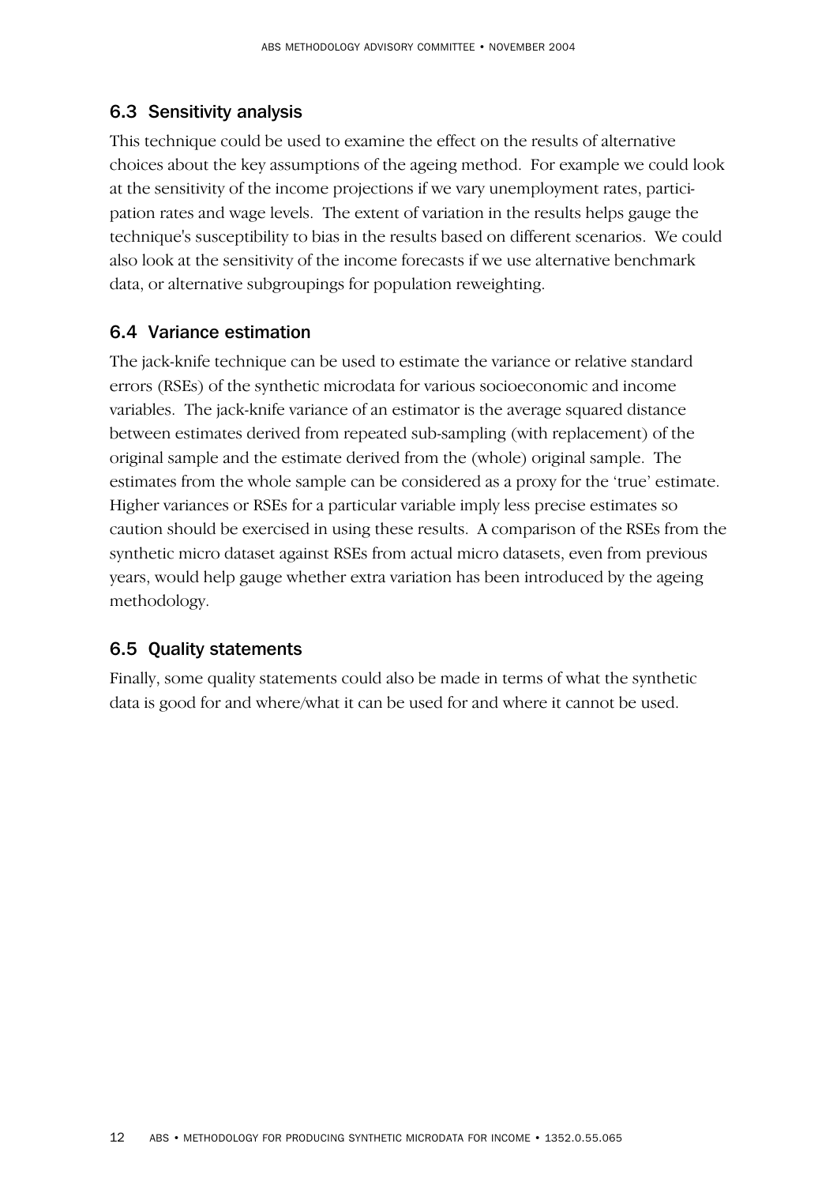## 6.3 Sensitivity analysis

This technique could be used to examine the effect on the results of alternative choices about the key assumptions of the ageing method. For example we could look at the sensitivity of the income projections if we vary unemployment rates, participation rates and wage levels. The extent of variation in the results helps gauge the technique's susceptibility to bias in the results based on different scenarios. We could also look at the sensitivity of the income forecasts if we use alternative benchmark data, or alternative subgroupings for population reweighting.

## 6.4 Variance estimation

The jack-knife technique can be used to estimate the variance or relative standard errors (RSEs) of the synthetic microdata for various socioeconomic and income variables. The jack-knife variance of an estimator is the average squared distance between estimates derived from repeated sub-sampling (with replacement) of the original sample and the estimate derived from the (whole) original sample. The estimates from the whole sample can be considered as a proxy for the 'true' estimate. Higher variances or RSEs for a particular variable imply less precise estimates so caution should be exercised in using these results. A comparison of the RSEs from the synthetic micro dataset against RSEs from actual micro datasets, even from previous years, would help gauge whether extra variation has been introduced by the ageing methodology.

## 6.5 Quality statements

Finally, some quality statements could also be made in terms of what the synthetic data is good for and where/what it can be used for and where it cannot be used.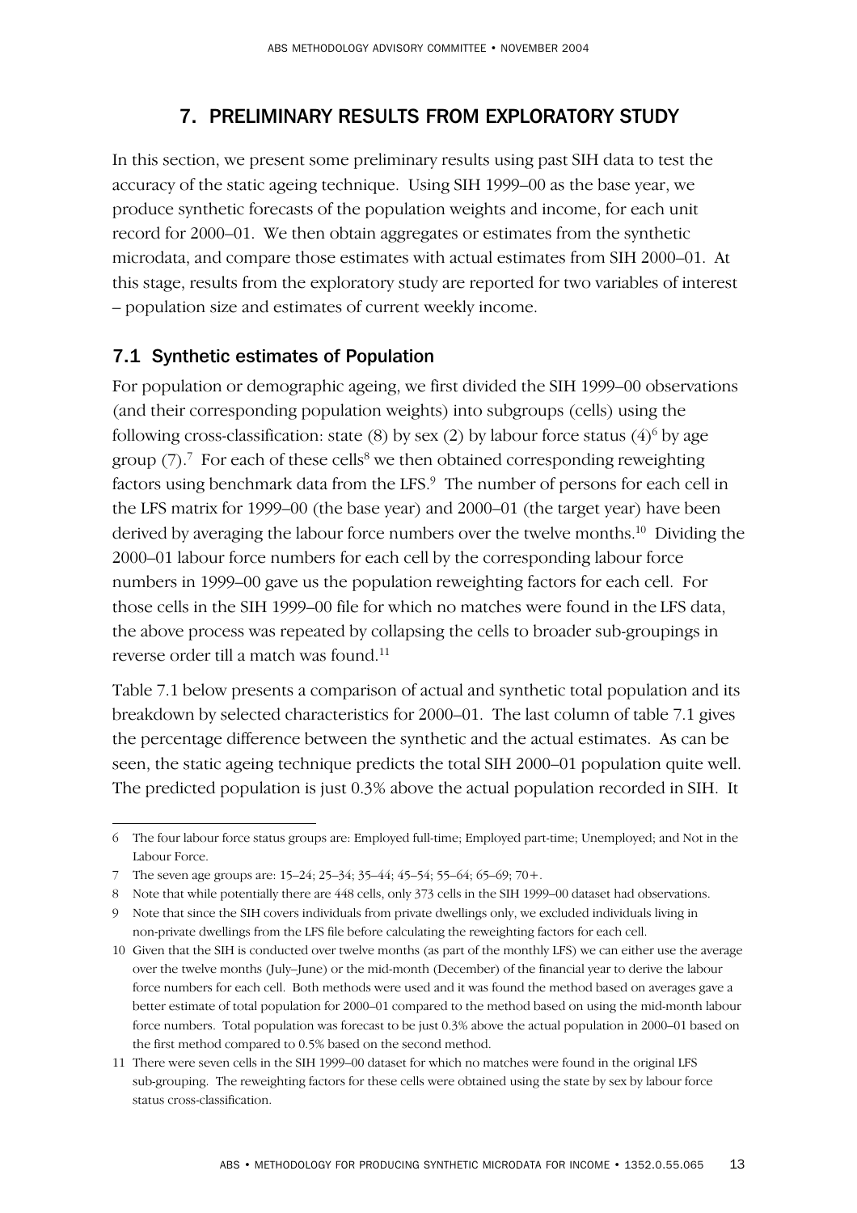## 7. PRELIMINARY RESULTS FROM EXPLORATORY STUDY

In this section, we present some preliminary results using past SIH data to test the accuracy of the static ageing technique. Using SIH 1999–00 as the base year, we produce synthetic forecasts of the population weights and income, for each unit record for 2000–01. We then obtain aggregates or estimates from the synthetic microdata, and compare those estimates with actual estimates from SIH 2000–01. At this stage, results from the exploratory study are reported for two variables of interest – population size and estimates of current weekly income.

### 7.1 Synthetic estimates of Population

For population or demographic ageing, we first divided the SIH 1999–00 observations (and their corresponding population weights) into subgroups (cells) using the following cross-classification: state (8) by sex (2) by labour force status (4)[6] by age group (7).[7] For each of these cells[8] we then obtained corresponding reweighting factors using benchmark data from the LFS.[9] The number of persons for each cell in the LFS matrix for 1999–00 (the base year) and 2000–01 (the target year) have been derived by averaging the labour force numbers over the twelve months.[10] Dividing the 2000–01 labour force numbers for each cell by the corresponding labour force numbers in 1999–00 gave us the population reweighting factors for each cell. For those cells in the SIH 1999–00 file for which no matches were found in the LFS data, the above process was repeated by collapsing the cells to broader sub-groupings in reverse order till a match was found.[11]

Table 7.1 below presents a comparison of actual and synthetic total population and its breakdown by selected characteristics for 2000–01. The last column of table 7.1 gives the percentage difference between the synthetic and the actual estimates. As can be seen, the static ageing technique predicts the total SIH 2000–01 population quite well. The predicted population is just 0.3% above the actual population recorded in SIH. It

---

6 The four labour force status groups are: Employed full-time; Employed part-time; Unemployed; and Not in the Labour Force.

7 The seven age groups are: 15–24; 25–34; 35–44; 45–54; 55–64; 65–69; 70+.

8 Note that while potentially there are 448 cells, only 373 cells in the SIH 1999–00 dataset had observations.

9 Note that since the SIH covers individuals from private dwellings only, we excluded individuals living in non-private dwellings from the LFS file before calculating the reweighting factors for each cell.

10 Given that the SIH is conducted over twelve months (as part of the monthly LFS) we can either use the average over the twelve months (July–June) or the mid-month (December) of the financial year to derive the labour force numbers for each cell. Both methods were used and it was found the method based on averages gave a better estimate of total population for 2000–01 compared to the method based on using the mid-month labour force numbers. Total population was forecast to be just 0.3% above the actual population in 2000–01 based on the first method compared to 0.5% based on the second method.

11 There were seven cells in the SIH 1999–00 dataset for which no matches were found in the original LFS sub-grouping. The reweighting factors for these cells were obtained using the state by sex by labour force status cross-classification.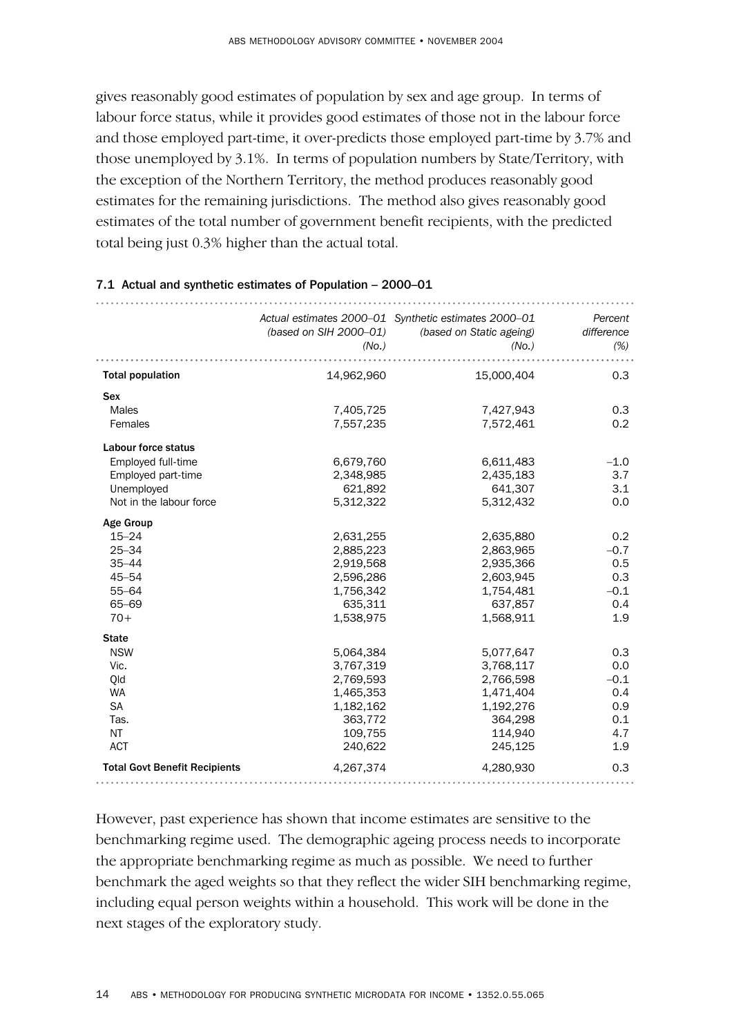gives reasonably good estimates of population by sex and age group. In terms of labour force status, while it provides good estimates of those not in the labour force and those employed part-time, it over-predicts those employed part-time by 3.7% and those unemployed by 3.1%. In terms of population numbers by State/Territory, with the exception of the Northern Territory, the method produces reasonably good estimates for the remaining jurisdictions. The method also gives reasonably good estimates of the total number of government benefit recipients, with the predicted total being just 0.3% higher than the actual total.

**7.1 Actual and synthetic estimates of Population – 2000–01**

| | *Actual estimates 2000–01 (based on SIH 2000–01) (No.)* | *Synthetic estimates 2000–01 (based on Static ageing) (No.)* | *Percent difference (%)* |
|---|---|---|---|
| **Total population** | 14,962,960 | 15,000,404 | 0.3 |
| **Sex** | | | |
| Males | 7,405,725 | 7,427,943 | 0.3 |
| Females | 7,557,235 | 7,572,461 | 0.2 |
| **Labour force status** | | | |
| Employed full-time | 6,679,760 | 6,611,483 | –1.0 |
| Employed part-time | 2,348,985 | 2,435,183 | 3.7 |
| Unemployed | 621,892 | 641,307 | 3.1 |
| Not in the labour force | 5,312,322 | 5,312,432 | 0.0 |
| **Age Group** | | | |
| 15–24 | 2,631,255 | 2,635,880 | 0.2 |
| 25–34 | 2,885,223 | 2,863,965 | –0.7 |
| 35–44 | 2,919,568 | 2,935,366 | 0.5 |
| 45–54 | 2,596,286 | 2,603,945 | 0.3 |
| 55–64 | 1,756,342 | 1,754,481 | –0.1 |
| 65–69 | 635,311 | 637,857 | 0.4 |
| 70+ | 1,538,975 | 1,568,911 | 1.9 |
| **State** | | | |
| NSW | 5,064,384 | 5,077,647 | 0.3 |
| Vic. | 3,767,319 | 3,768,117 | 0.0 |
| Qld | 2,769,593 | 2,766,598 | –0.1 |
| WA | 1,465,353 | 1,471,404 | 0.4 |
| SA | 1,182,162 | 1,192,276 | 0.9 |
| Tas. | 363,772 | 364,298 | 0.1 |
| NT | 109,755 | 114,940 | 4.7 |
| ACT | 240,622 | 245,125 | 1.9 |
| **Total Govt Benefit Recipients** | 4,267,374 | 4,280,930 | 0.3 |

However, past experience has shown that income estimates are sensitive to the benchmarking regime used. The demographic ageing process needs to incorporate the appropriate benchmarking regime as much as possible. We need to further benchmark the aged weights so that they reflect the wider SIH benchmarking regime, including equal person weights within a household. This work will be done in the next stages of the exploratory study.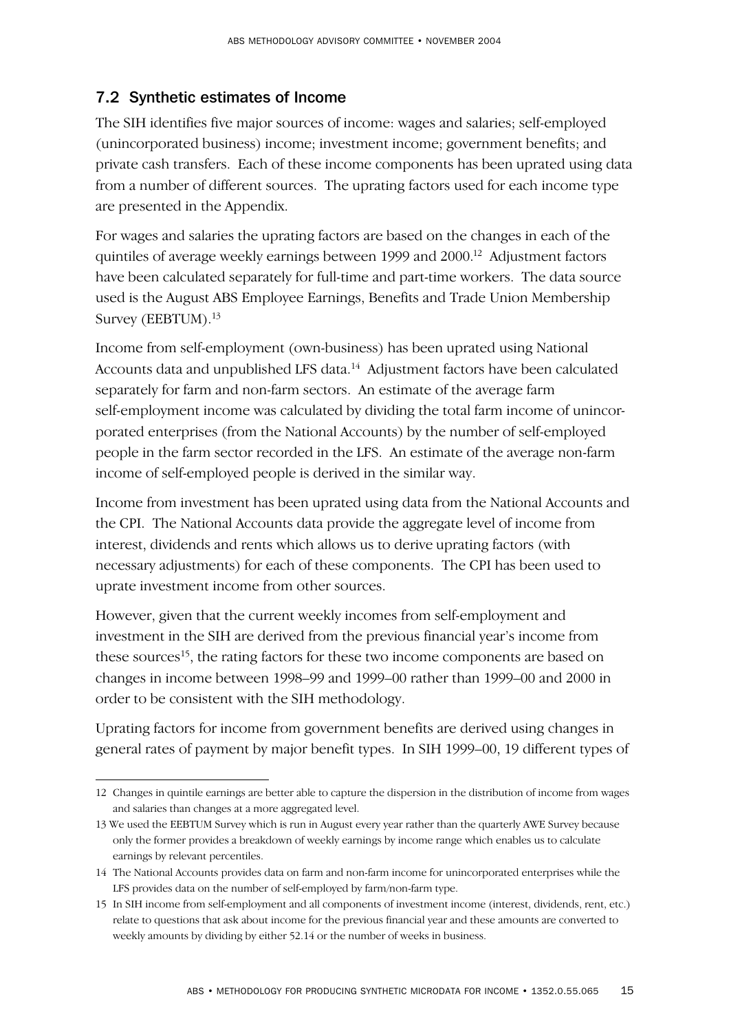## 7.2 Synthetic estimates of Income

The SIH identifies five major sources of income: wages and salaries; self-employed (unincorporated business) income; investment income; government benefits; and private cash transfers. Each of these income components has been uprated using data from a number of different sources. The uprating factors used for each income type are presented in the Appendix.

For wages and salaries the uprating factors are based on the changes in each of the quintiles of average weekly earnings between 1999 and 2000.[12] Adjustment factors have been calculated separately for full-time and part-time workers. The data source used is the August ABS Employee Earnings, Benefits and Trade Union Membership Survey (EEBTUM).[13]

Income from self-employment (own-business) has been uprated using National Accounts data and unpublished LFS data.[14] Adjustment factors have been calculated separately for farm and non-farm sectors. An estimate of the average farm self-employment income was calculated by dividing the total farm income of unincorporated enterprises (from the National Accounts) by the number of self-employed people in the farm sector recorded in the LFS. An estimate of the average non-farm income of self-employed people is derived in the similar way.

Income from investment has been uprated using data from the National Accounts and the CPI. The National Accounts data provide the aggregate level of income from interest, dividends and rents which allows us to derive uprating factors (with necessary adjustments) for each of these components. The CPI has been used to uprate investment income from other sources.

However, given that the current weekly incomes from self-employment and investment in the SIH are derived from the previous financial year's income from these sources[15], the rating factors for these two income components are based on changes in income between 1998–99 and 1999–00 rather than 1999–00 and 2000 in order to be consistent with the SIH methodology.

Uprating factors for income from government benefits are derived using changes in general rates of payment by major benefit types. In SIH 1999–00, 19 different types of

---

12 Changes in quintile earnings are better able to capture the dispersion in the distribution of income from wages and salaries than changes at a more aggregated level.

13 We used the EEBTUM Survey which is run in August every year rather than the quarterly AWE Survey because only the former provides a breakdown of weekly earnings by income range which enables us to calculate earnings by relevant percentiles.

14 The National Accounts provides data on farm and non-farm income for unincorporated enterprises while the LFS provides data on the number of self-employed by farm/non-farm type.

15 In SIH income from self-employment and all components of investment income (interest, dividends, rent, etc.) relate to questions that ask about income for the previous financial year and these amounts are converted to weekly amounts by dividing by either 52.14 or the number of weeks in business.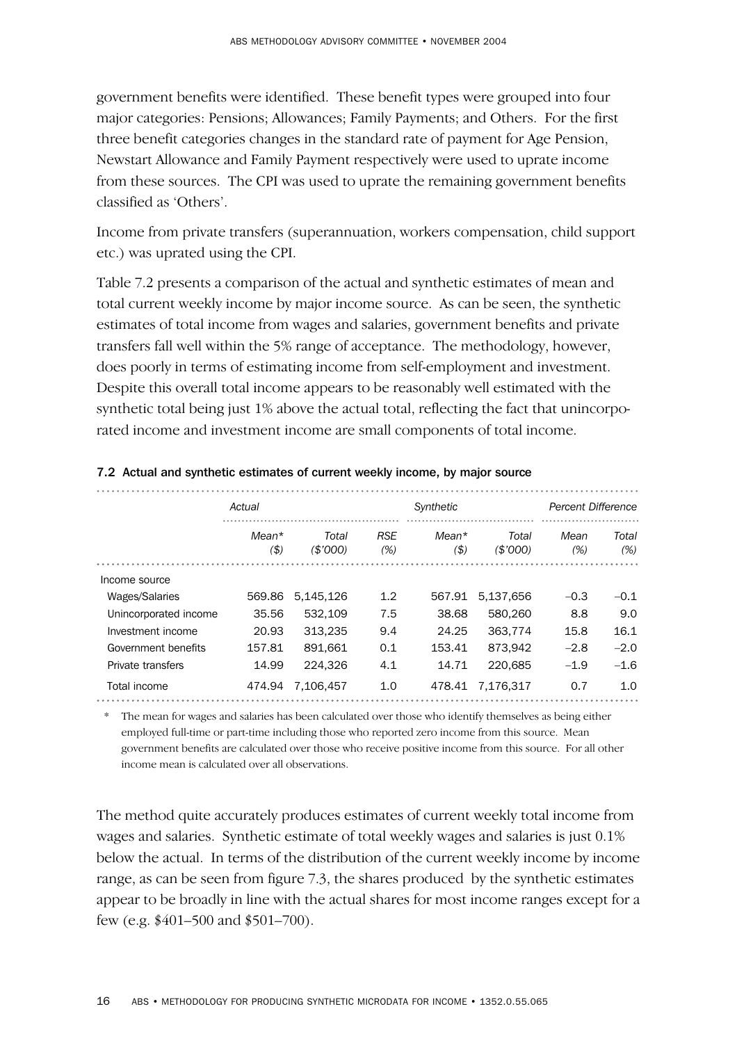government benefits were identified. These benefit types were grouped into four major categories: Pensions; Allowances; Family Payments; and Others. For the first three benefit categories changes in the standard rate of payment for Age Pension, Newstart Allowance and Family Payment respectively were used to uprate income from these sources. The CPI was used to uprate the remaining government benefits classified as 'Others'.

Income from private transfers (superannuation, workers compensation, child support etc.) was uprated using the CPI.

Table 7.2 presents a comparison of the actual and synthetic estimates of mean and total current weekly income by major income source. As can be seen, the synthetic estimates of total income from wages and salaries, government benefits and private transfers fall well within the 5% range of acceptance. The methodology, however, does poorly in terms of estimating income from self-employment and investment. Despite this overall total income appears to be reasonably well estimated with the synthetic total being just 1% above the actual total, reflecting the fact that unincorporated income and investment income are small components of total income.

**7.2 Actual and synthetic estimates of current weekly income, by major source**

| | *Actual* | | | *Synthetic* | | *Percent Difference* | |
|---|---|---|---|---|---|---|---|
| | *Mean\** *($)* | *Total* *($'000)* | *RSE* *(%)* | *Mean\** *($)* | *Total* *($'000)* | *Mean* *(%)* | *Total* *(%)* |
| Income source | | | | | | | |
| Wages/Salaries | 569.86 | 5,145,126 | 1.2 | 567.91 | 5,137,656 | –0.3 | –0.1 |
| Unincorporated income | 35.56 | 532,109 | 7.5 | 38.68 | 580,260 | 8.8 | 9.0 |
| Investment income | 20.93 | 313,235 | 9.4 | 24.25 | 363,774 | 15.8 | 16.1 |
| Government benefits | 157.81 | 891,661 | 0.1 | 153.41 | 873,942 | –2.8 | –2.0 |
| Private transfers | 14.99 | 224,326 | 4.1 | 14.71 | 220,685 | –1.9 | –1.6 |
| Total income | 474.94 | 7,106,457 | 1.0 | 478.41 | 7,176,317 | 0.7 | 1.0 |

\* The mean for wages and salaries has been calculated over those who identify themselves as being either employed full-time or part-time including those who reported zero income from this source. Mean government benefits are calculated over those who receive positive income from this source. For all other income mean is calculated over all observations.

The method quite accurately produces estimates of current weekly total income from wages and salaries. Synthetic estimate of total weekly wages and salaries is just 0.1% below the actual. In terms of the distribution of the current weekly income by income range, as can be seen from figure 7.3, the shares produced by the synthetic estimates appear to be broadly in line with the actual shares for most income ranges except for a few (e.g. $401–500 and $501–700).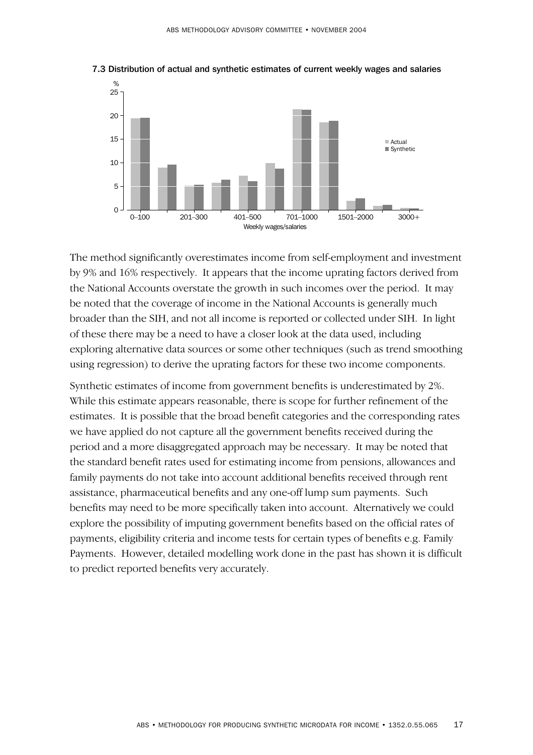7.3 Distribution of actual and synthetic estimates of current weekly wages and salaries

The method significantly overestimates income from self-employment and investment by 9% and 16% respectively. It appears that the income uprating factors derived from the National Accounts overstate the growth in such incomes over the period. It may be noted that the coverage of income in the National Accounts is generally much broader than the SIH, and not all income is reported or collected under SIH. In light of these there may be a need to have a closer look at the data used, including exploring alternative data sources or some other techniques (such as trend smoothing using regression) to derive the uprating factors for these two income components.

Synthetic estimates of income from government benefits is underestimated by 2%. While this estimate appears reasonable, there is scope for further refinement of the estimates. It is possible that the broad benefit categories and the corresponding rates we have applied do not capture all the government benefits received during the period and a more disaggregated approach may be necessary. It may be noted that the standard benefit rates used for estimating income from pensions, allowances and family payments do not take into account additional benefits received through rent assistance, pharmaceutical benefits and any one-off lump sum payments. Such benefits may need to be more specifically taken into account. Alternatively we could explore the possibility of imputing government benefits based on the official rates of payments, eligibility criteria and income tests for certain types of benefits e.g. Family Payments. However, detailed modelling work done in the past has shown it is difficult to predict reported benefits very accurately.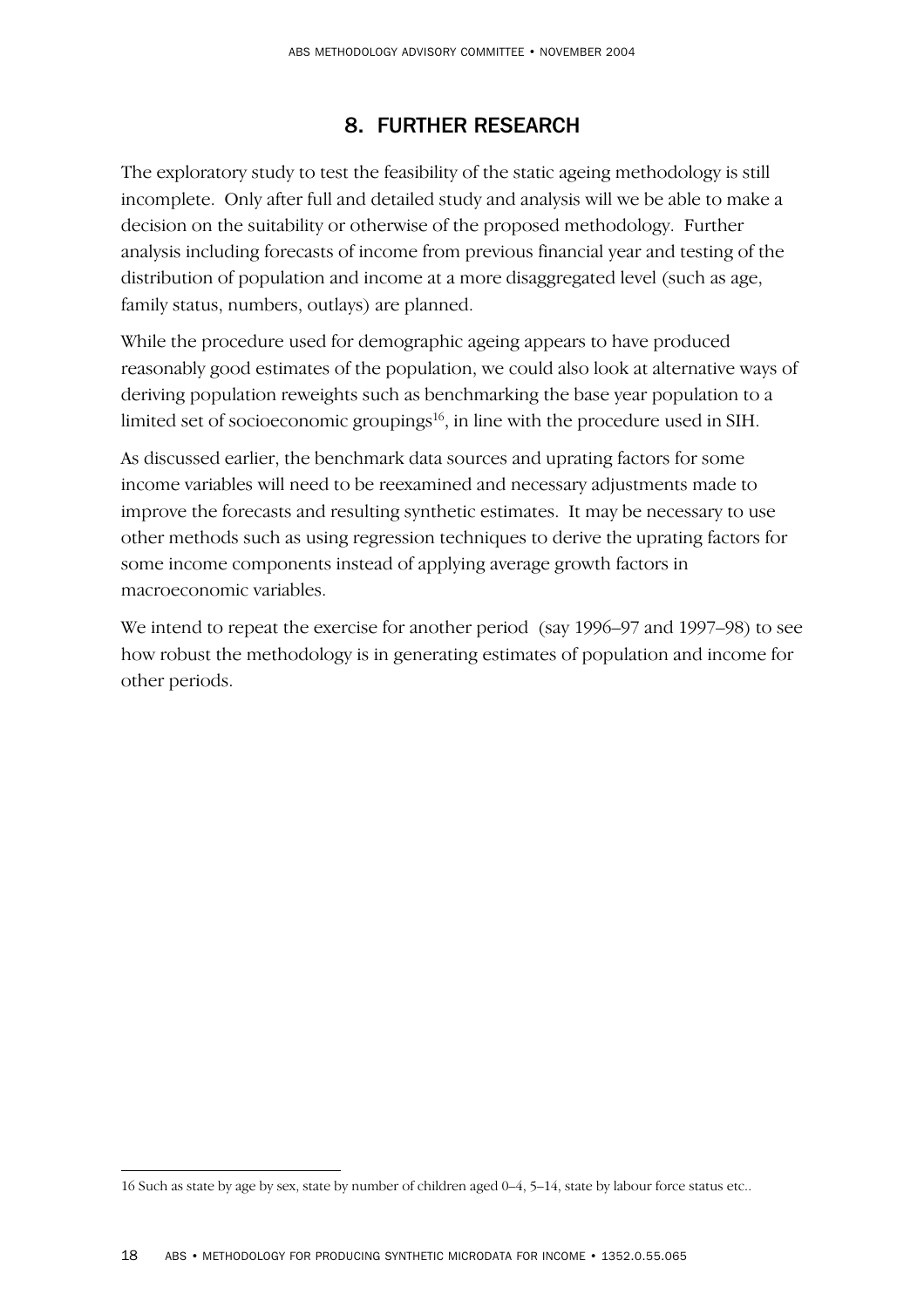## 8. FURTHER RESEARCH

The exploratory study to test the feasibility of the static ageing methodology is still incomplete. Only after full and detailed study and analysis will we be able to make a decision on the suitability or otherwise of the proposed methodology. Further analysis including forecasts of income from previous financial year and testing of the distribution of population and income at a more disaggregated level (such as age, family status, numbers, outlays) are planned.

While the procedure used for demographic ageing appears to have produced reasonably good estimates of the population, we could also look at alternative ways of deriving population reweights such as benchmarking the base year population to a limited set of socioeconomic groupings[16], in line with the procedure used in SIH.

As discussed earlier, the benchmark data sources and uprating factors for some income variables will need to be reexamined and necessary adjustments made to improve the forecasts and resulting synthetic estimates. It may be necessary to use other methods such as using regression techniques to derive the uprating factors for some income components instead of applying average growth factors in macroeconomic variables.

We intend to repeat the exercise for another period (say 1996–97 and 1997–98) to see how robust the methodology is in generating estimates of population and income for other periods.

---

16 Such as state by age by sex, state by number of children aged 0–4, 5–14, state by labour force status etc..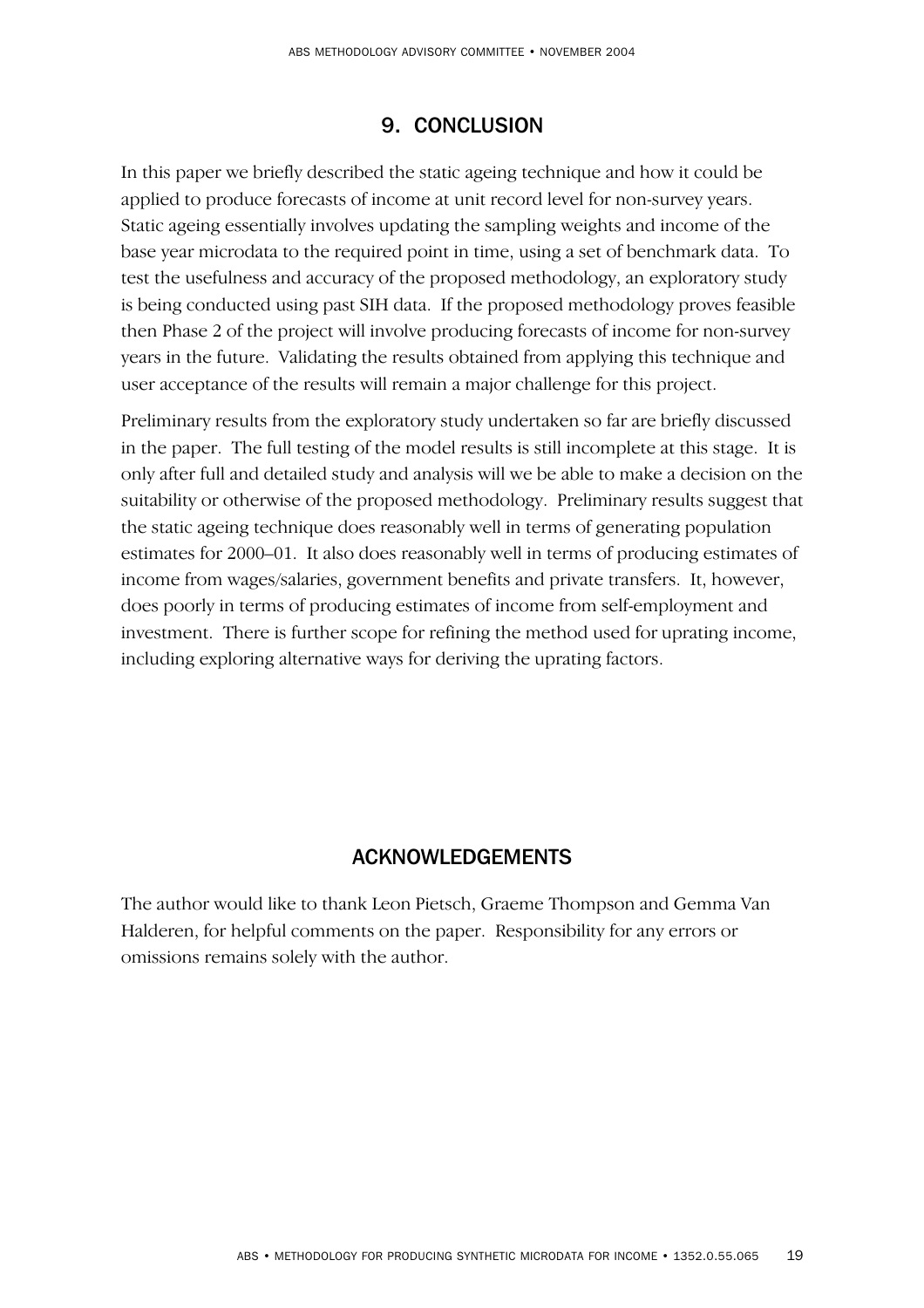## 9. CONCLUSION

In this paper we briefly described the static ageing technique and how it could be applied to produce forecasts of income at unit record level for non-survey years. Static ageing essentially involves updating the sampling weights and income of the base year microdata to the required point in time, using a set of benchmark data. To test the usefulness and accuracy of the proposed methodology, an exploratory study is being conducted using past SIH data. If the proposed methodology proves feasible then Phase 2 of the project will involve producing forecasts of income for non-survey years in the future. Validating the results obtained from applying this technique and user acceptance of the results will remain a major challenge for this project.

Preliminary results from the exploratory study undertaken so far are briefly discussed in the paper. The full testing of the model results is still incomplete at this stage. It is only after full and detailed study and analysis will we be able to make a decision on the suitability or otherwise of the proposed methodology. Preliminary results suggest that the static ageing technique does reasonably well in terms of generating population estimates for 2000–01. It also does reasonably well in terms of producing estimates of income from wages/salaries, government benefits and private transfers. It, however, does poorly in terms of producing estimates of income from self-employment and investment. There is further scope for refining the method used for uprating income, including exploring alternative ways for deriving the uprating factors.

## ACKNOWLEDGEMENTS

The author would like to thank Leon Pietsch, Graeme Thompson and Gemma Van Halderen, for helpful comments on the paper. Responsibility for any errors or omissions remains solely with the author.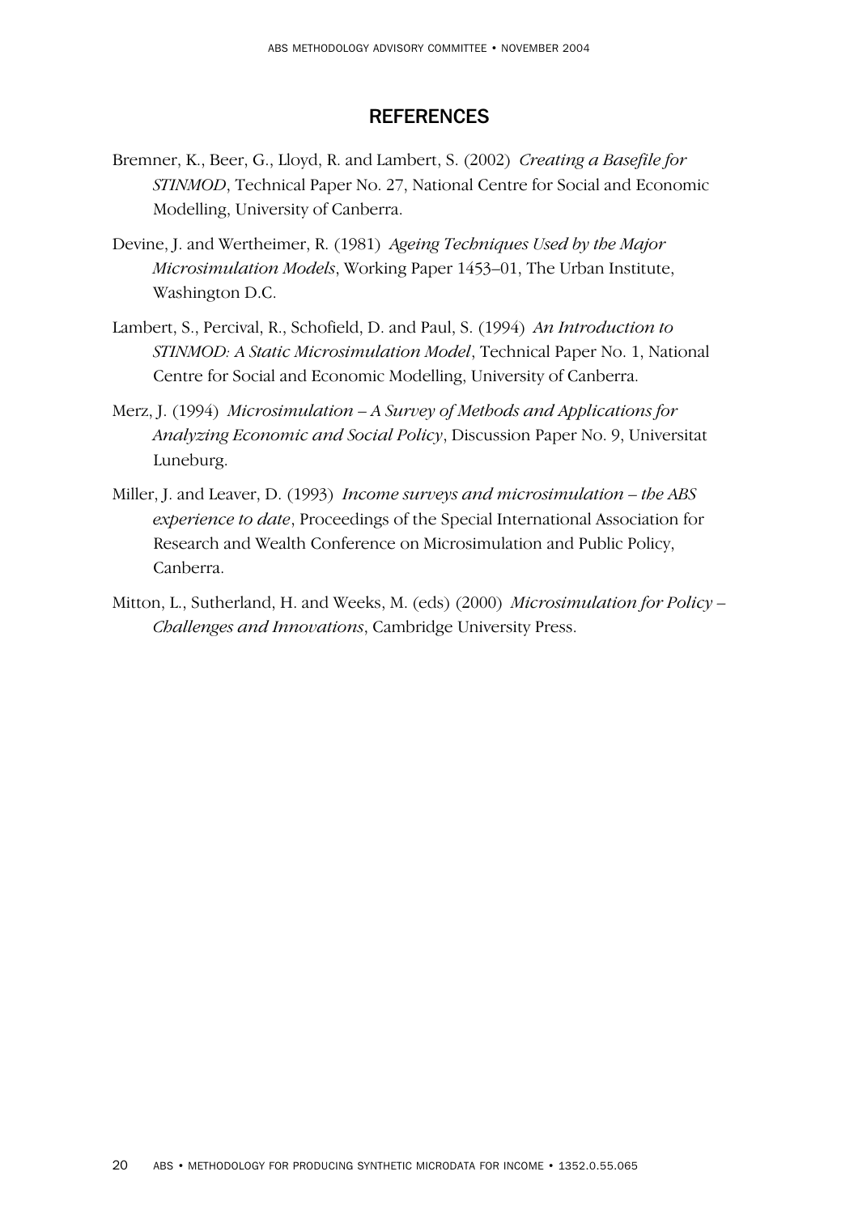## REFERENCES

Bremner, K., Beer, G., Lloyd, R. and Lambert, S. (2002) *Creating a Basefile for STINMOD*, Technical Paper No. 27, National Centre for Social and Economic Modelling, University of Canberra.

Devine, J. and Wertheimer, R. (1981) *Ageing Techniques Used by the Major Microsimulation Models*, Working Paper 1453–01, The Urban Institute, Washington D.C.

Lambert, S., Percival, R., Schofield, D. and Paul, S. (1994) *An Introduction to STINMOD: A Static Microsimulation Model*, Technical Paper No. 1, National Centre for Social and Economic Modelling, University of Canberra.

Merz, J. (1994) *Microsimulation – A Survey of Methods and Applications for Analyzing Economic and Social Policy*, Discussion Paper No. 9, Universitat Luneburg.

Miller, J. and Leaver, D. (1993) *Income surveys and microsimulation – the ABS experience to date*, Proceedings of the Special International Association for Research and Wealth Conference on Microsimulation and Public Policy, Canberra.

Mitton, L., Sutherland, H. and Weeks, M. (eds) (2000) *Microsimulation for Policy – Challenges and Innovations*, Cambridge University Press.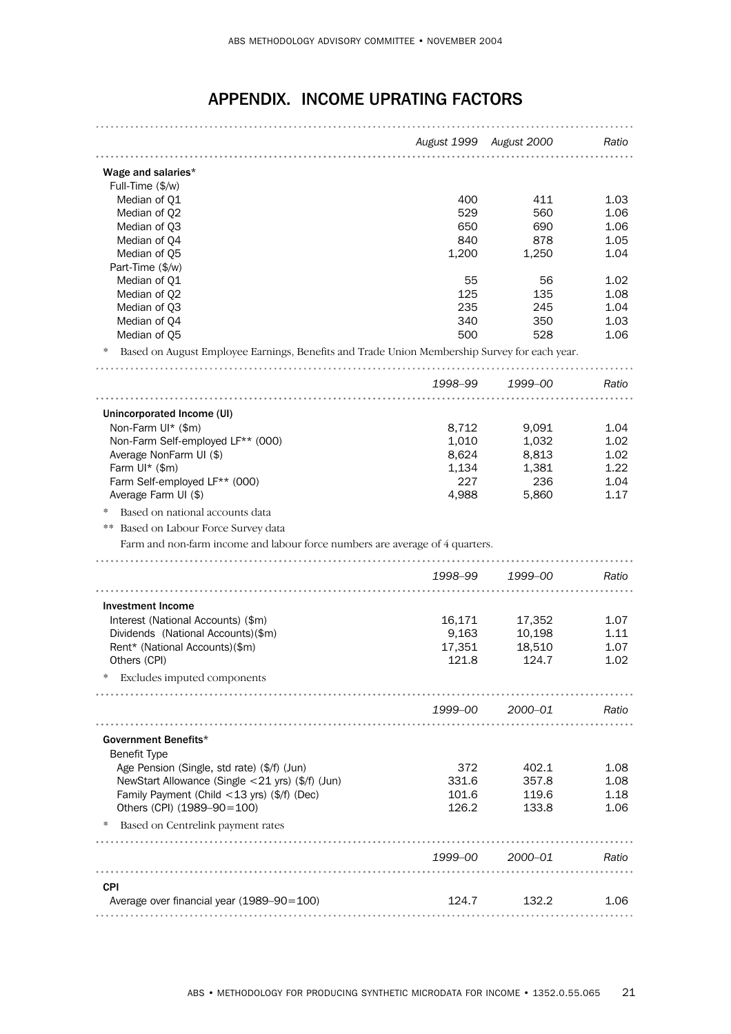# APPENDIX. INCOME UPRATING FACTORS

| | *August 1999* | *August 2000* | *Ratio* |
|---|---|---|---|
| **Wage and salaries*** | | | |
| Full-Time ($/w) | | | |
| Median of Q1 | 400 | 411 | 1.03 |
| Median of Q2 | 529 | 560 | 1.06 |
| Median of Q3 | 650 | 690 | 1.06 |
| Median of Q4 | 840 | 878 | 1.05 |
| Median of Q5 | 1,200 | 1,250 | 1.04 |
| Part-Time ($/w) | | | |
| Median of Q1 | 55 | 56 | 1.02 |
| Median of Q2 | 125 | 135 | 1.08 |
| Median of Q3 | 235 | 245 | 1.04 |
| Median of Q4 | 340 | 350 | 1.03 |
| Median of Q5 | 500 | 528 | 1.06 |

\* Based on August Employee Earnings, Benefits and Trade Union Membership Survey for each year.

| | *1998–99* | *1999–00* | *Ratio* |
|---|---|---|---|
| **Unincorporated Income (UI)** | | | |
| Non-Farm UI* ($m) | 8,712 | 9,091 | 1.04 |
| Non-Farm Self-employed LF** (000) | 1,010 | 1,032 | 1.02 |
| Average NonFarm UI ($) | 8,624 | 8,813 | 1.02 |
| Farm UI* ($m) | 1,134 | 1,381 | 1.22 |
| Farm Self-employed LF** (000) | 227 | 236 | 1.04 |
| Average Farm UI ($) | 4,988 | 5,860 | 1.17 |

\* Based on national accounts data

\*\* Based on Labour Force Survey data

Farm and non-farm income and labour force numbers are average of 4 quarters.

| | *1998–99* | *1999–00* | *Ratio* |
|---|---|---|---|
| **Investment Income** | | | |
| Interest (National Accounts) ($m) | 16,171 | 17,352 | 1.07 |
| Dividends (National Accounts)($m) | 9,163 | 10,198 | 1.11 |
| Rent* (National Accounts)($m) | 17,351 | 18,510 | 1.07 |
| Others (CPI) | 121.8 | 124.7 | 1.02 |

\* Excludes imputed components

| | *1999–00* | *2000–01* | *Ratio* |
|---|---|---|---|
| **Government Benefits*** | | | |
| Benefit Type | | | |
| Age Pension (Single, std rate) ($/f) (Jun) | 372 | 402.1 | 1.08 |
| NewStart Allowance (Single <21 yrs) ($/f) (Jun) | 331.6 | 357.8 | 1.08 |
| Family Payment (Child <13 yrs) ($/f) (Dec) | 101.6 | 119.6 | 1.18 |
| Others (CPI) (1989–90=100) | 126.2 | 133.8 | 1.06 |

\* Based on Centrelink payment rates

| | *1999–00* | *2000–01* | *Ratio* |
|---|---|---|---|
| **CPI** | | | |
| Average over financial year (1989–90=100) | 124.7 | 132.2 | 1.06 |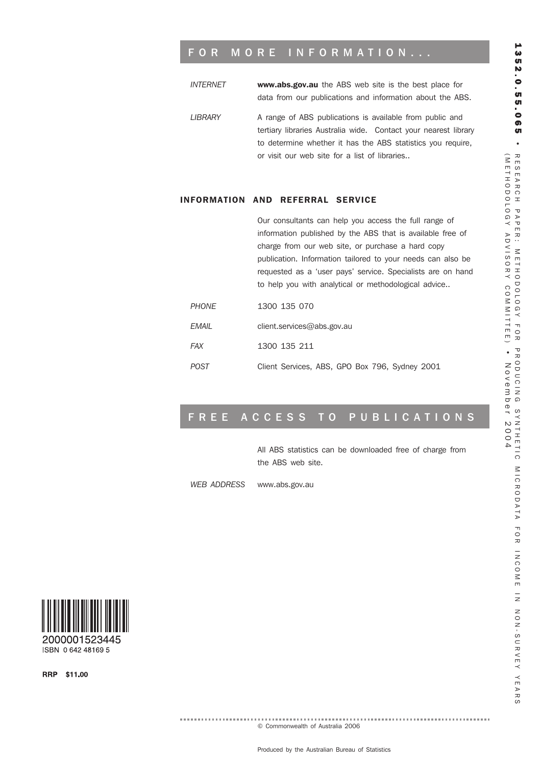## FOR MORE INFORMATION...

*INTERNET* **www.abs.gov.au** the ABS web site is the best place for data from our publications and information about the ABS.

*LIBRARY* A range of ABS publications is available from public and tertiary libraries Australia wide. Contact your nearest library to determine whether it has the ABS statistics you require, or visit our web site for a list of libraries..

### INFORMATION AND REFERRAL SERVICE

Our consultants can help you access the full range of information published by the ABS that is available free of charge from our web site, or purchase a hard copy publication. Information tailored to your needs can also be requested as a 'user pays' service. Specialists are on hand to help you with analytical or methodological advice..

*PHONE* 1300 135 070

*EMAIL* client.services@abs.gov.au

*FAX* 1300 135 211

*POST* Client Services, ABS, GPO Box 796, Sydney 2001

## FREE ACCESS TO PUBLICATIONS

All ABS statistics can be downloaded free of charge from the ABS web site.

*WEB ADDRESS* www.abs.gov.au

2000001523445
ISBN 0 642 48169 5

**RRP $11.00**

© Commonwealth of Australia 2006

Produced by the Australian Bureau of Statistics

**1352.0.55.065** • RESEARCH PAPER: METHODOLOGY FOR PRODUCING SYNTHETIC MICRODATA FOR INCOME IN NON-SURVEY YEARS (METHODOLOGY ADVISORY COMMITTEE) • November 2004